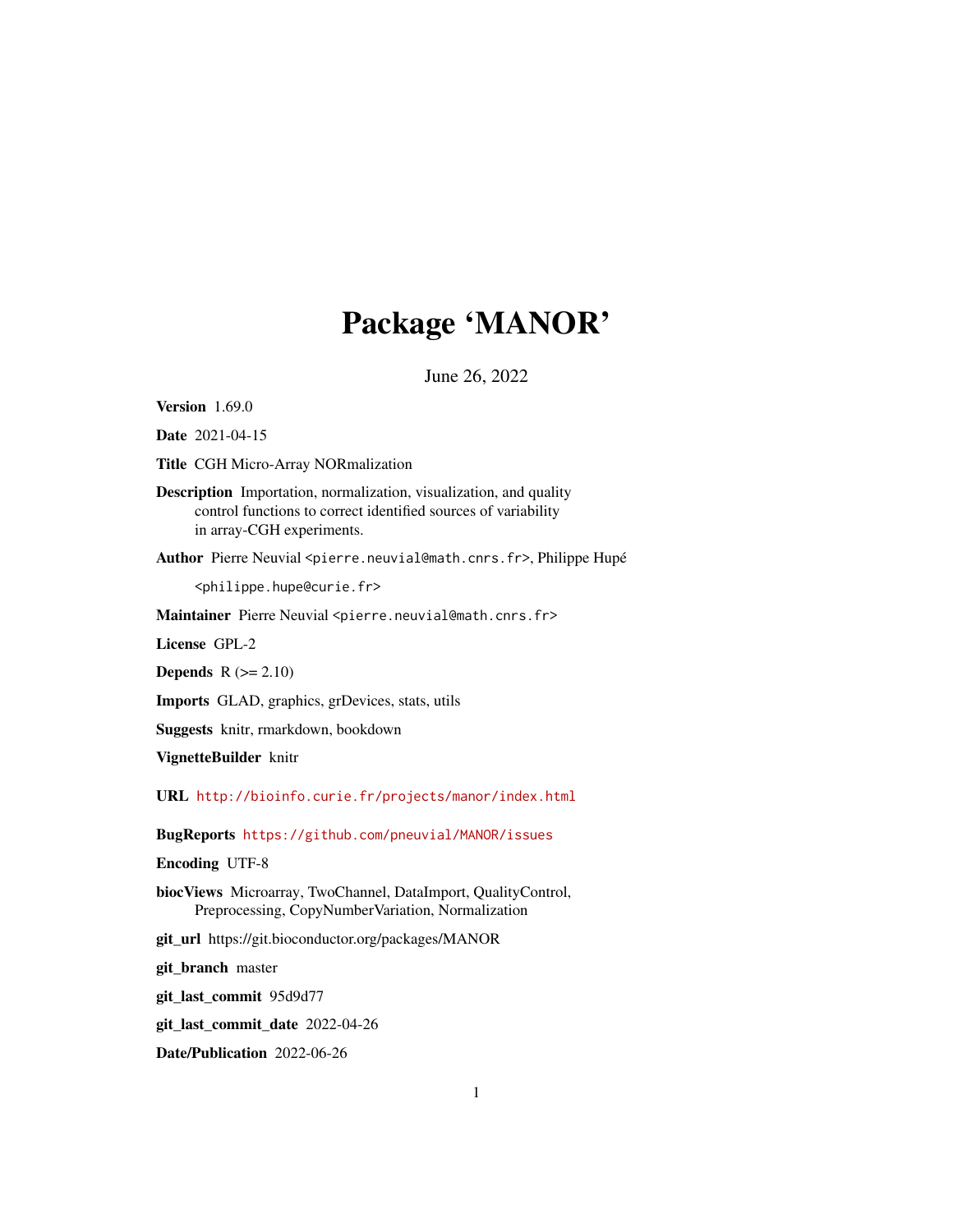# Package 'MANOR'

June 26, 2022

**Version** 1.69.0

**Date** 2021-04-15

**Title** CGH Micro-Array NORmalization

**Description** Importation, normalization, visualization, and quality control functions to correct identified sources of variability in array-CGH experiments.

**Author** Pierre Neuvial <pierre.neuvial@math.cnrs.fr>, Philippe Hupé <philippe.hupe@curie.fr>

**Maintainer** Pierre Neuvial <pierre.neuvial@math.cnrs.fr>

**License** GPL-2

**Depends** R (>= 2.10)

**Imports** GLAD, graphics, grDevices, stats, utils

**Suggests** knitr, rmarkdown, bookdown

**VignetteBuilder** knitr

**URL** http://bioinfo.curie.fr/projects/manor/index.html

**BugReports** https://github.com/pneuvial/MANOR/issues

**Encoding** UTF-8

**biocViews** Microarray, TwoChannel, DataImport, QualityControl, Preprocessing, CopyNumberVariation, Normalization

**git_url** https://git.bioconductor.org/packages/MANOR

**git_branch** master

**git_last_commit** 95d9d77

**git_last_commit_date** 2022-04-26

**Date/Publication** 2022-06-26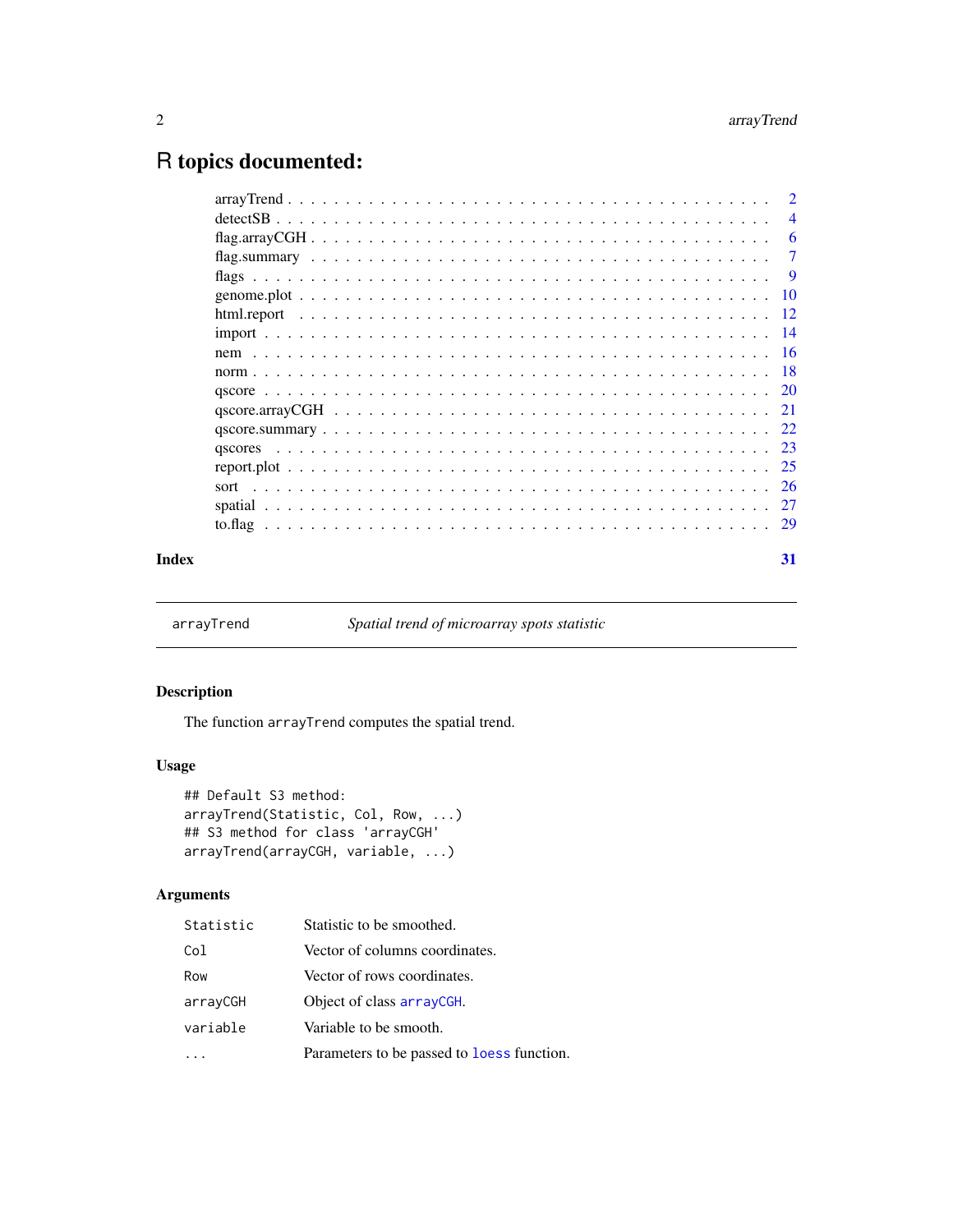# R topics documented:

| | |
|---|---|
| arrayTrend | 2 |
| detectSB | 4 |
| flag.arrayCGH | 6 |
| flag.summary | 7 |
| flags | 9 |
| genome.plot | 10 |
| html.report | 12 |
| import | 14 |
| nem | 16 |
| norm | 18 |
| qscore | 20 |
| qscore.arrayCGH | 21 |
| qscore.summary | 22 |
| qscores | 23 |
| report.plot | 25 |
| sort | 26 |
| spatial | 27 |
| to.flag | 29 |

**Index** **31**

---

`arrayTrend` *Spatial trend of microarray spots statistic*

---

## Description

The function `arrayTrend` computes the spatial trend.

## Usage

```
## Default S3 method:
arrayTrend(Statistic, Col, Row, ...)
## S3 method for class 'arrayCGH'
arrayTrend(arrayCGH, variable, ...)
```

## Arguments

| | |
|---|---|
| `Statistic` | Statistic to be smoothed. |
| `Col` | Vector of columns coordinates. |
| `Row` | Vector of rows coordinates. |
| `arrayCGH` | Object of class `arrayCGH`. |
| `variable` | Variable to be smooth. |
| `...` | Parameters to be passed to `loess` function. |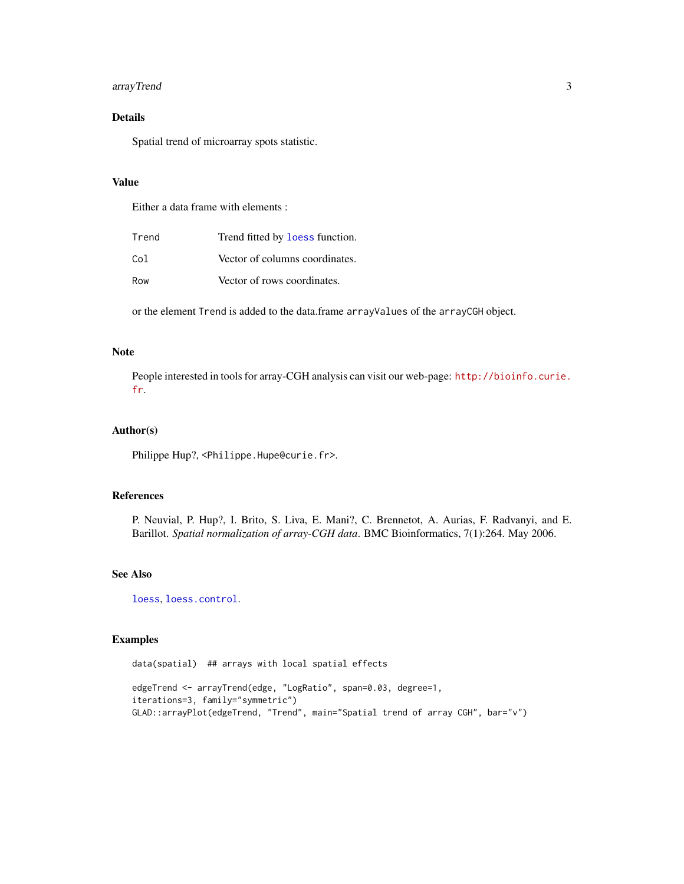## Details

Spatial trend of microarray spots statistic.

## Value

Either a data frame with elements :

| | |
|---|---|
| `Trend` | Trend fitted by `loess` function. |
| `Col` | Vector of columns coordinates. |
| `Row` | Vector of rows coordinates. |

or the element `Trend` is added to the data.frame `arrayValues` of the `arrayCGH` object.

## Note

People interested in tools for array-CGH analysis can visit our web-page: http://bioinfo.curie.fr.

## Author(s)

Philippe Hup?, <Philippe.Hupe@curie.fr>.

## References

P. Neuvial, P. Hup?, I. Brito, S. Liva, E. Mani?, C. Brennetot, A. Aurias, F. Radvanyi, and E. Barillot. *Spatial normalization of array-CGH data*. BMC Bioinformatics, 7(1):264. May 2006.

## See Also

`loess`, `loess.control`.

## Examples

```
data(spatial)  ## arrays with local spatial effects

edgeTrend <- arrayTrend(edge, "LogRatio", span=0.03, degree=1,
iterations=3, family="symmetric")
GLAD::arrayPlot(edgeTrend, "Trend", main="Spatial trend of array CGH", bar="v")
```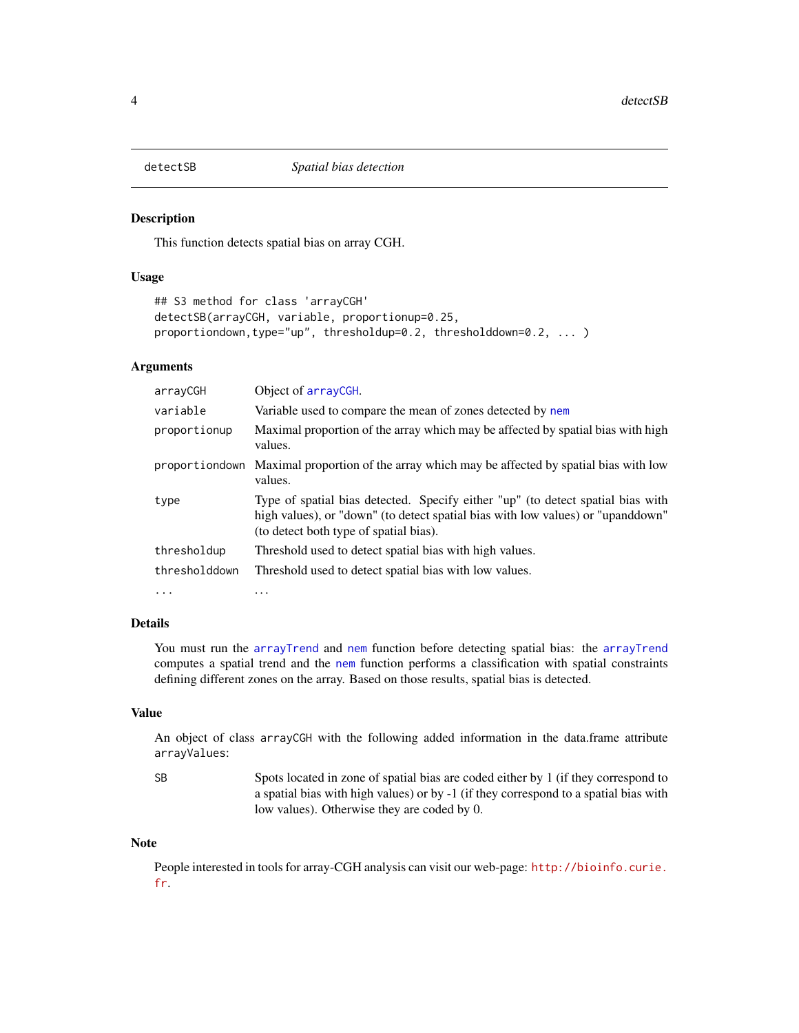detectSB *Spatial bias detection*

## Description

This function detects spatial bias on array CGH.

## Usage

```
## S3 method for class 'arrayCGH'
detectSB(arrayCGH, variable, proportionup=0.25,
proportiondown,type="up", thresholdup=0.2, thresholddown=0.2, ... )
```

## Arguments

| | |
|---|---|
| arrayCGH | Object of arrayCGH. |
| variable | Variable used to compare the mean of zones detected by nem |
| proportionup | Maximal proportion of the array which may be affected by spatial bias with high values. |
| proportiondown | Maximal proportion of the array which may be affected by spatial bias with low values. |
| type | Type of spatial bias detected. Specify either "up" (to detect spatial bias with high values), or "down" (to detect spatial bias with low values) or "upanddown" (to detect both type of spatial bias). |
| thresholdup | Threshold used to detect spatial bias with high values. |
| thresholddown | Threshold used to detect spatial bias with low values. |
| ... | ... |

## Details

You must run the arrayTrend and nem function before detecting spatial bias: the arrayTrend computes a spatial trend and the nem function performs a classification with spatial constraints defining different zones on the array. Based on those results, spatial bias is detected.

## Value

An object of class arrayCGH with the following added information in the data.frame attribute arrayValues:

| | |
|---|---|
| SB | Spots located in zone of spatial bias are coded either by 1 (if they correspond to a spatial bias with high values) or by -1 (if they correspond to a spatial bias with low values). Otherwise they are coded by 0. |

## Note

People interested in tools for array-CGH analysis can visit our web-page: http://bioinfo.curie.fr.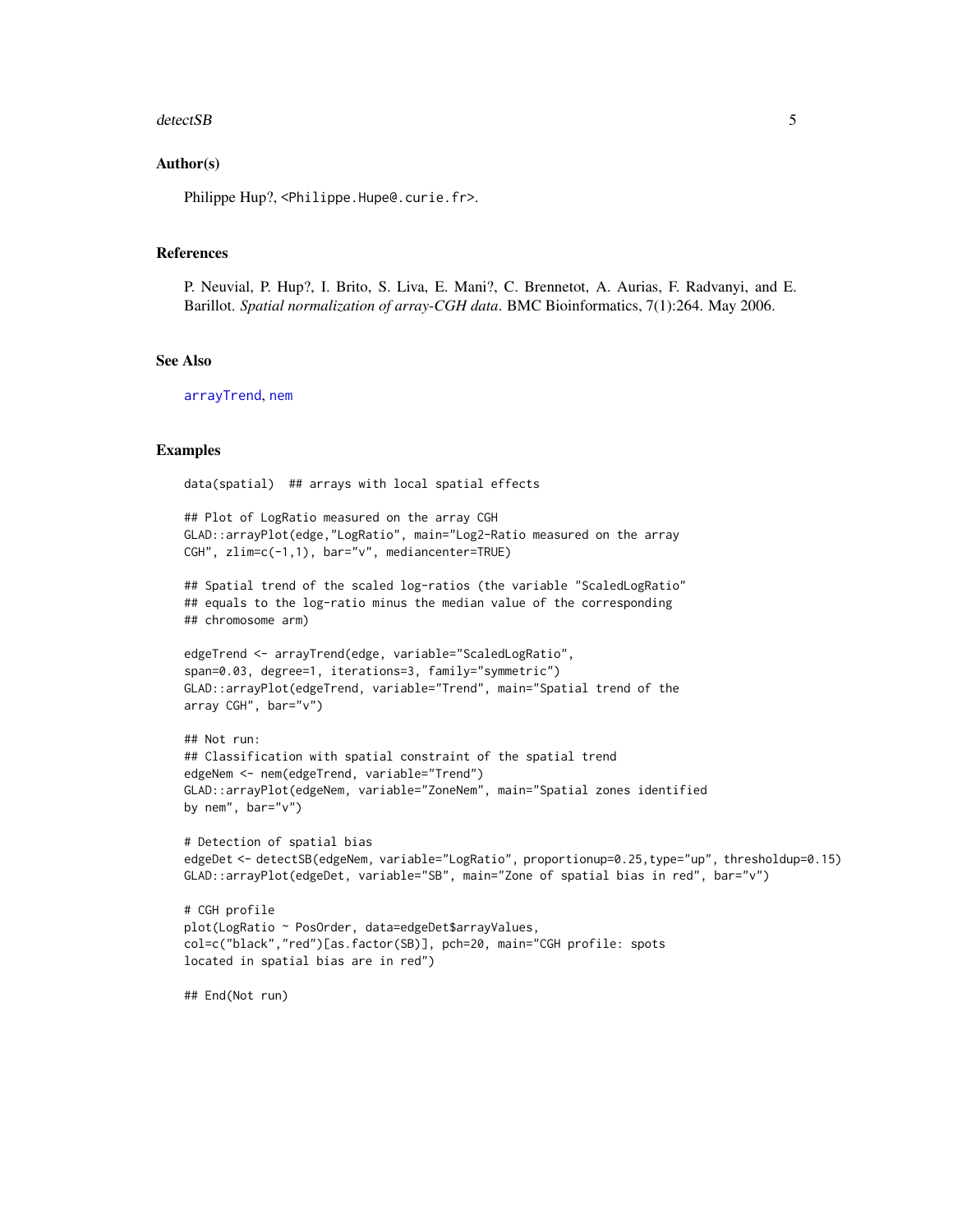### Author(s)

Philippe Hup?, <Philippe.Hupe@.curie.fr>.

### References

P. Neuvial, P. Hup?, I. Brito, S. Liva, E. Mani?, C. Brennetot, A. Aurias, F. Radvanyi, and E. Barillot. *Spatial normalization of array-CGH data*. BMC Bioinformatics, 7(1):264. May 2006.

### See Also

arrayTrend, nem

### Examples

```
data(spatial)  ## arrays with local spatial effects

## Plot of LogRatio measured on the array CGH
GLAD::arrayPlot(edge,"LogRatio", main="Log2-Ratio measured on the array
CGH", zlim=c(-1,1), bar="v", mediancenter=TRUE)

## Spatial trend of the scaled log-ratios (the variable "ScaledLogRatio"
## equals to the log-ratio minus the median value of the corresponding
## chromosome arm)

edgeTrend <- arrayTrend(edge, variable="ScaledLogRatio",
span=0.03, degree=1, iterations=3, family="symmetric")
GLAD::arrayPlot(edgeTrend, variable="Trend", main="Spatial trend of the
array CGH", bar="v")

## Not run:
## Classification with spatial constraint of the spatial trend
edgeNem <- nem(edgeTrend, variable="Trend")
GLAD::arrayPlot(edgeNem, variable="ZoneNem", main="Spatial zones identified
by nem", bar="v")

# Detection of spatial bias
edgeDet <- detectSB(edgeNem, variable="LogRatio", proportionup=0.25,type="up", thresholdup=0.15)
GLAD::arrayPlot(edgeDet, variable="SB", main="Zone of spatial bias in red", bar="v")

# CGH profile
plot(LogRatio ~ PosOrder, data=edgeDet$arrayValues,
col=c("black","red")[as.factor(SB)], pch=20, main="CGH profile: spots
located in spatial bias are in red")

## End(Not run)
```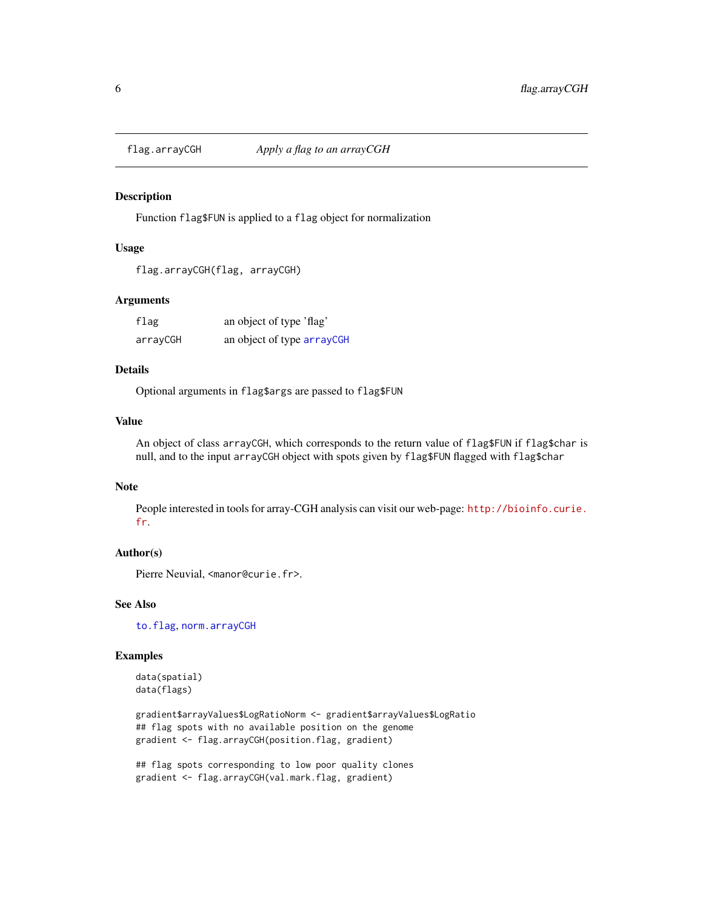flag.arrayCGH *Apply a flag to an arrayCGH*

## Description

Function `flag$FUN` is applied to a `flag` object for normalization

## Usage

```
flag.arrayCGH(flag, arrayCGH)
```

## Arguments

| | |
|---|---|
| flag | an object of type 'flag' |
| arrayCGH | an object of type arrayCGH |

## Details

Optional arguments in `flag$args` are passed to `flag$FUN`

## Value

An object of class `arrayCGH`, which corresponds to the return value of `flag$FUN` if `flag$char` is null, and to the input `arrayCGH` object with spots given by `flag$FUN` flagged with `flag$char`

## Note

People interested in tools for array-CGH analysis can visit our web-page: http://bioinfo.curie.fr.

## Author(s)

Pierre Neuvial, <manor@curie.fr>.

## See Also

to.flag, norm.arrayCGH

## Examples

```
data(spatial)
data(flags)

gradient$arrayValues$LogRatioNorm <- gradient$arrayValues$LogRatio
## flag spots with no available position on the genome
gradient <- flag.arrayCGH(position.flag, gradient)

## flag spots corresponding to low poor quality clones
gradient <- flag.arrayCGH(val.mark.flag, gradient)
```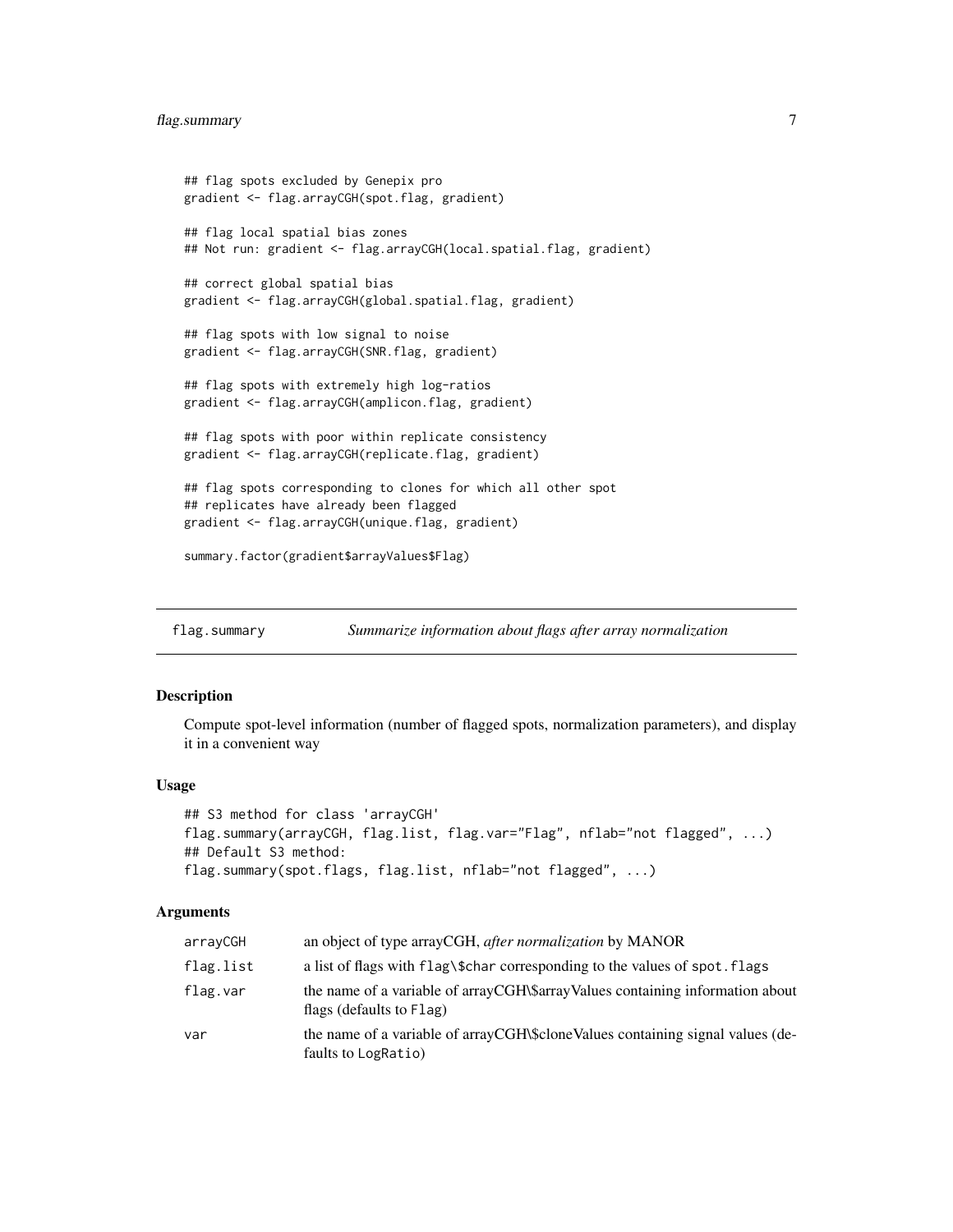```
## flag spots excluded by Genepix pro
gradient <- flag.arrayCGH(spot.flag, gradient)

## flag local spatial bias zones
## Not run: gradient <- flag.arrayCGH(local.spatial.flag, gradient)

## correct global spatial bias
gradient <- flag.arrayCGH(global.spatial.flag, gradient)

## flag spots with low signal to noise
gradient <- flag.arrayCGH(SNR.flag, gradient)

## flag spots with extremely high log-ratios
gradient <- flag.arrayCGH(amplicon.flag, gradient)

## flag spots with poor within replicate consistency
gradient <- flag.arrayCGH(replicate.flag, gradient)

## flag spots corresponding to clones for which all other spot
## replicates have already been flagged
gradient <- flag.arrayCGH(unique.flag, gradient)

summary.factor(gradient$arrayValues$Flag)
```

---

## flag.summary — *Summarize information about flags after array normalization*

### Description

Compute spot-level information (number of flagged spots, normalization parameters), and display it in a convenient way

### Usage

```
## S3 method for class 'arrayCGH'
flag.summary(arrayCGH, flag.list, flag.var="Flag", nflab="not flagged", ...)
## Default S3 method:
flag.summary(spot.flags, flag.list, nflab="not flagged", ...)
```

### Arguments

| | |
|---|---|
| `arrayCGH` | an object of type arrayCGH, *after normalization* by MANOR |
| `flag.list` | a list of flags with `flag\$char` corresponding to the values of `spot.flags` |
| `flag.var` | the name of a variable of arrayCGH\$arrayValues containing information about flags (defaults to `Flag`) |
| `var` | the name of a variable of arrayCGH\$cloneValues containing signal values (defaults to `LogRatio`) |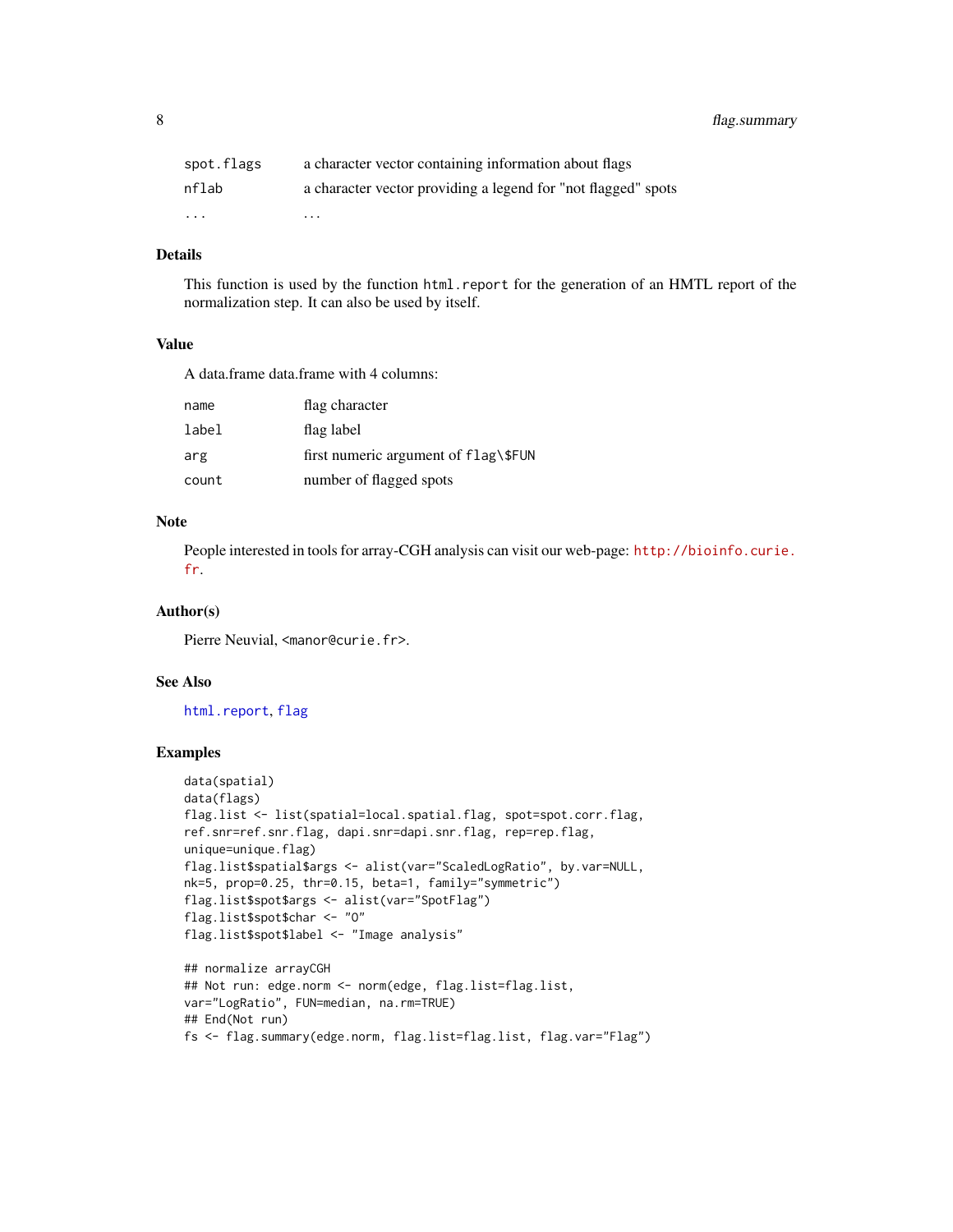| | |
|---|---|
| `spot.flags` | a character vector containing information about flags |
| `nflab` | a character vector providing a legend for "not flagged" spots |
| ... | ... |

## Details

This function is used by the function `html.report` for the generation of an HMTL report of the normalization step. It can also be used by itself.

## Value

A data.frame data.frame with 4 columns:

| | |
|---|---|
| `name` | flag character |
| `label` | flag label |
| `arg` | first numeric argument of `flag\$FUN` |
| `count` | number of flagged spots |

## Note

People interested in tools for array-CGH analysis can visit our web-page: http://bioinfo.curie.fr.

## Author(s)

Pierre Neuvial, <manor@curie.fr>.

## See Also

`html.report`, `flag`

## Examples

```
data(spatial)
data(flags)
flag.list <- list(spatial=local.spatial.flag, spot=spot.corr.flag,
ref.snr=ref.snr.flag, dapi.snr=dapi.snr.flag, rep=rep.flag,
unique=unique.flag)
flag.list$spatial$args <- alist(var="ScaledLogRatio", by.var=NULL,
nk=5, prop=0.25, thr=0.15, beta=1, family="symmetric")
flag.list$spot$args <- alist(var="SpotFlag")
flag.list$spot$char <- "O"
flag.list$spot$label <- "Image analysis"

## normalize arrayCGH
## Not run: edge.norm <- norm(edge, flag.list=flag.list,
var="LogRatio", FUN=median, na.rm=TRUE)
## End(Not run)
fs <- flag.summary(edge.norm, flag.list=flag.list, flag.var="Flag")
```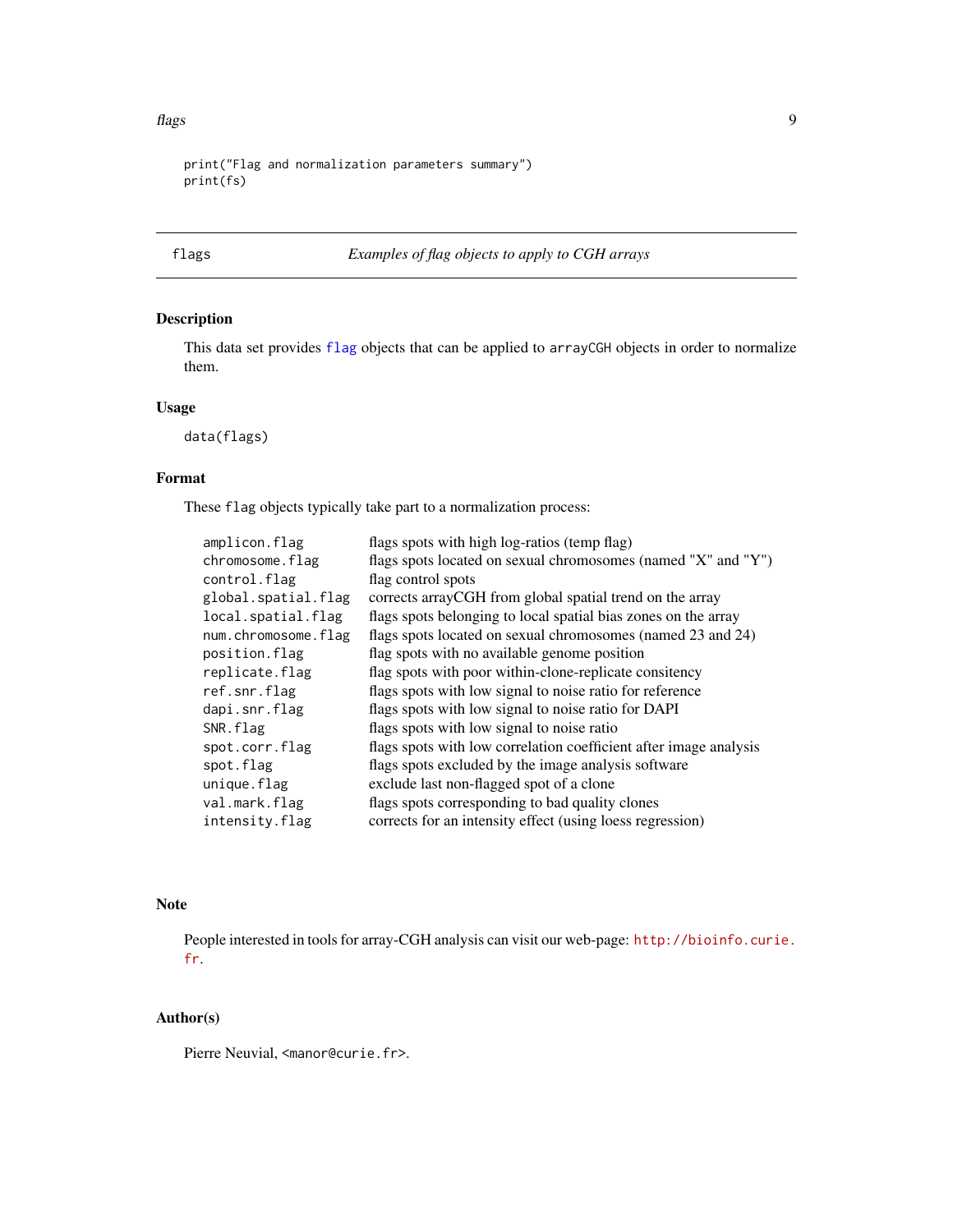```
print("Flag and normalization parameters summary")
print(fs)
```

## flags — *Examples of flag objects to apply to CGH arrays*

### Description

This data set provides flag objects that can be applied to arrayCGH objects in order to normalize them.

### Usage

```
data(flags)
```

### Format

These flag objects typically take part to a normalization process:

| | |
|---|---|
| amplicon.flag | flags spots with high log-ratios (temp flag) |
| chromosome.flag | flags spots located on sexual chromosomes (named "X" and "Y") |
| control.flag | flag control spots |
| global.spatial.flag | corrects arrayCGH from global spatial trend on the array |
| local.spatial.flag | flags spots belonging to local spatial bias zones on the array |
| num.chromosome.flag | flags spots located on sexual chromosomes (named 23 and 24) |
| position.flag | flag spots with no available genome position |
| replicate.flag | flag spots with poor within-clone-replicate consitency |
| ref.snr.flag | flags spots with low signal to noise ratio for reference |
| dapi.snr.flag | flags spots with low signal to noise ratio for DAPI |
| SNR.flag | flags spots with low signal to noise ratio |
| spot.corr.flag | flags spots with low correlation coefficient after image analysis |
| spot.flag | flags spots excluded by the image analysis software |
| unique.flag | exclude last non-flagged spot of a clone |
| val.mark.flag | flags spots corresponding to bad quality clones |
| intensity.flag | corrects for an intensity effect (using loess regression) |

### Note

People interested in tools for array-CGH analysis can visit our web-page: http://bioinfo.curie.fr.

### Author(s)

Pierre Neuvial, <manor@curie.fr>.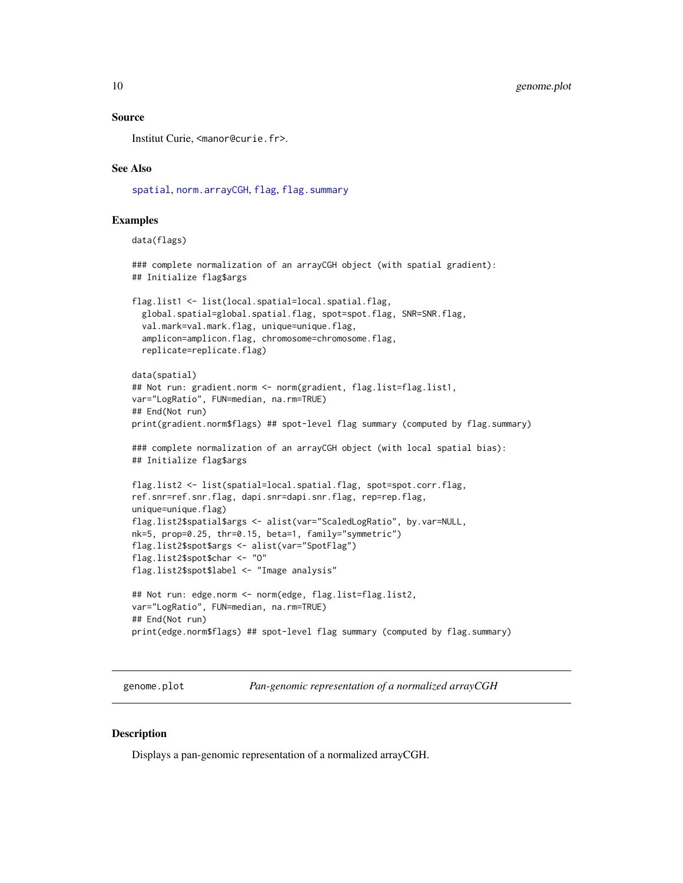## Source

Institut Curie, <manor@curie.fr>.

## See Also

spatial, norm.arrayCGH, flag, flag.summary

## Examples

```
data(flags)

### complete normalization of an arrayCGH object (with spatial gradient):
## Initialize flag$args

flag.list1 <- list(local.spatial=local.spatial.flag,
  global.spatial=global.spatial.flag, spot=spot.flag, SNR=SNR.flag,
  val.mark=val.mark.flag, unique=unique.flag,
  amplicon=amplicon.flag, chromosome=chromosome.flag,
  replicate=replicate.flag)

data(spatial)
## Not run: gradient.norm <- norm(gradient, flag.list=flag.list1,
var="LogRatio", FUN=median, na.rm=TRUE)
## End(Not run)
print(gradient.norm$flags) ## spot-level flag summary (computed by flag.summary)

### complete normalization of an arrayCGH object (with local spatial bias):
## Initialize flag$args

flag.list2 <- list(spatial=local.spatial.flag, spot=spot.corr.flag,
ref.snr=ref.snr.flag, dapi.snr=dapi.snr.flag, rep=rep.flag,
unique=unique.flag)
flag.list2$spatial$args <- alist(var="ScaledLogRatio", by.var=NULL,
nk=5, prop=0.25, thr=0.15, beta=1, family="symmetric")
flag.list2$spot$args <- alist(var="SpotFlag")
flag.list2$spot$char <- "O"
flag.list2$spot$label <- "Image analysis"

## Not run: edge.norm <- norm(edge, flag.list=flag.list2,
var="LogRatio", FUN=median, na.rm=TRUE)
## End(Not run)
print(edge.norm$flags) ## spot-level flag summary (computed by flag.summary)
```

---

# genome.plot — *Pan-genomic representation of a normalized arrayCGH*

## Description

Displays a pan-genomic representation of a normalized arrayCGH.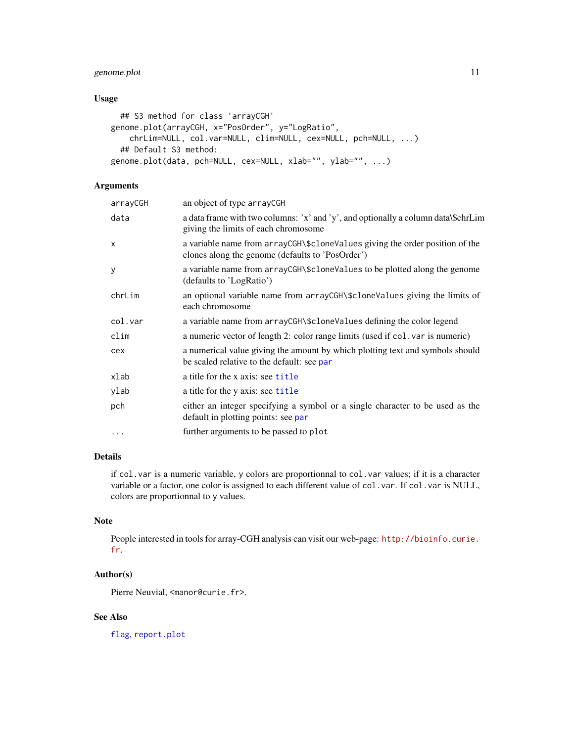## Usage

```
  ## S3 method for class 'arrayCGH'
genome.plot(arrayCGH, x="PosOrder", y="LogRatio",
   chrLim=NULL, col.var=NULL, clim=NULL, cex=NULL, pch=NULL, ...)
  ## Default S3 method:
genome.plot(data, pch=NULL, cex=NULL, xlab="", ylab="", ...)
```

## Arguments

| | |
|---|---|
| `arrayCGH` | an object of type `arrayCGH` |
| `data` | a data frame with two columns: 'x' and 'y', and optionally a column data\$chrLim giving the limits of each chromosome |
| `x` | a variable name from `arrayCGH\$cloneValues` giving the order position of the clones along the genome (defaults to 'PosOrder') |
| `y` | a variable name from `arrayCGH\$cloneValues` to be plotted along the genome (defaults to 'LogRatio') |
| `chrLim` | an optional variable name from `arrayCGH\$cloneValues` giving the limits of each chromosome |
| `col.var` | a variable name from `arrayCGH\$cloneValues` defining the color legend |
| `clim` | a numeric vector of length 2: color range limits (used if `col.var` is numeric) |
| `cex` | a numerical value giving the amount by which plotting text and symbols should be scaled relative to the default: see `par` |
| `xlab` | a title for the x axis: see `title` |
| `ylab` | a title for the y axis: see `title` |
| `pch` | either an integer specifying a symbol or a single character to be used as the default in plotting points: see `par` |
| `...` | further arguments to be passed to `plot` |

## Details

if `col.var` is a numeric variable, `y` colors are proportionnal to `col.var` values; if it is a character variable or a factor, one color is assigned to each different value of `col.var`. If `col.var` is NULL, colors are proportionnal to `y` values.

## Note

People interested in tools for array-CGH analysis can visit our web-page: http://bioinfo.curie.fr.

## Author(s)

Pierre Neuvial, <manor@curie.fr>.

## See Also

`flag`, `report.plot`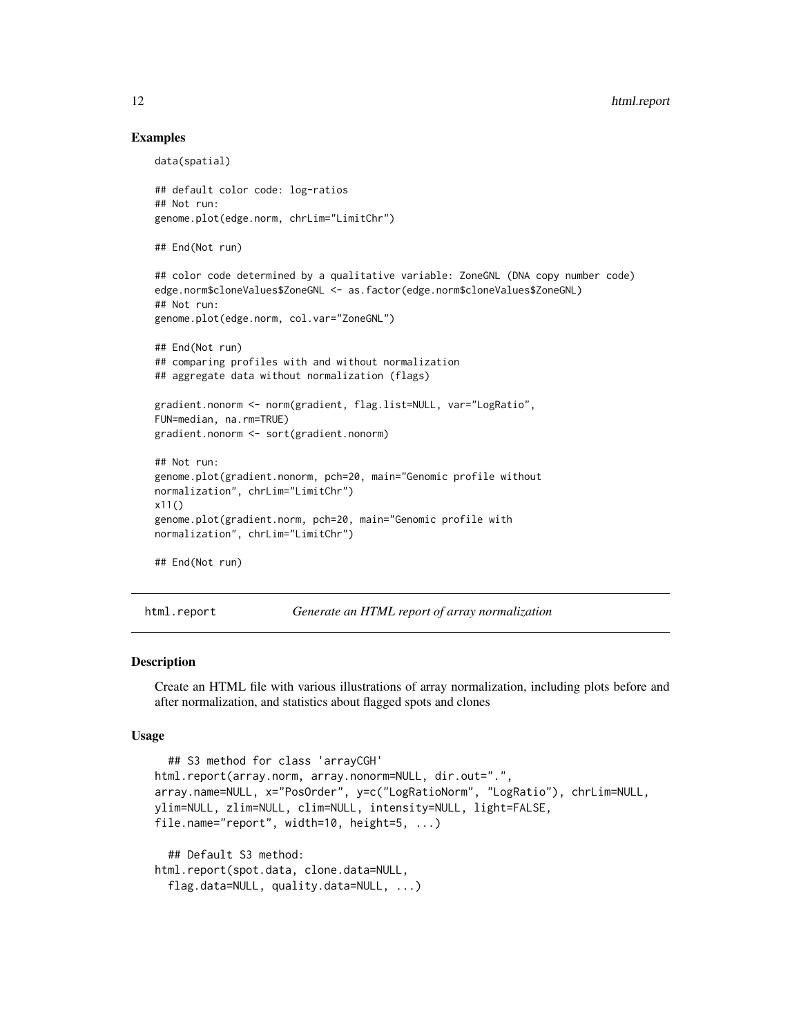### Examples

```
data(spatial)

## default color code: log-ratios
## Not run:
genome.plot(edge.norm, chrLim="LimitChr")

## End(Not run)

## color code determined by a qualitative variable: ZoneGNL (DNA copy number code)
edge.norm$cloneValues$ZoneGNL <- as.factor(edge.norm$cloneValues$ZoneGNL)
## Not run:
genome.plot(edge.norm, col.var="ZoneGNL")

## End(Not run)
## comparing profiles with and without normalization
## aggregate data without normalization (flags)

gradient.nonorm <- norm(gradient, flag.list=NULL, var="LogRatio",
FUN=median, na.rm=TRUE)
gradient.nonorm <- sort(gradient.nonorm)

## Not run:
genome.plot(gradient.nonorm, pch=20, main="Genomic profile without
normalization", chrLim="LimitChr")
x11()
genome.plot(gradient.norm, pch=20, main="Genomic profile with
normalization", chrLim="LimitChr")

## End(Not run)
```

---

## html.report *Generate an HTML report of array normalization*

---

### Description

Create an HTML file with various illustrations of array normalization, including plots before and after normalization, and statistics about flagged spots and clones

### Usage

```
  ## S3 method for class 'arrayCGH'
html.report(array.norm, array.nonorm=NULL, dir.out=".",
array.name=NULL, x="PosOrder", y=c("LogRatioNorm", "LogRatio"), chrLim=NULL,
ylim=NULL, zlim=NULL, clim=NULL, intensity=NULL, light=FALSE,
file.name="report", width=10, height=5, ...)

  ## Default S3 method:
html.report(spot.data, clone.data=NULL,
  flag.data=NULL, quality.data=NULL, ...)
```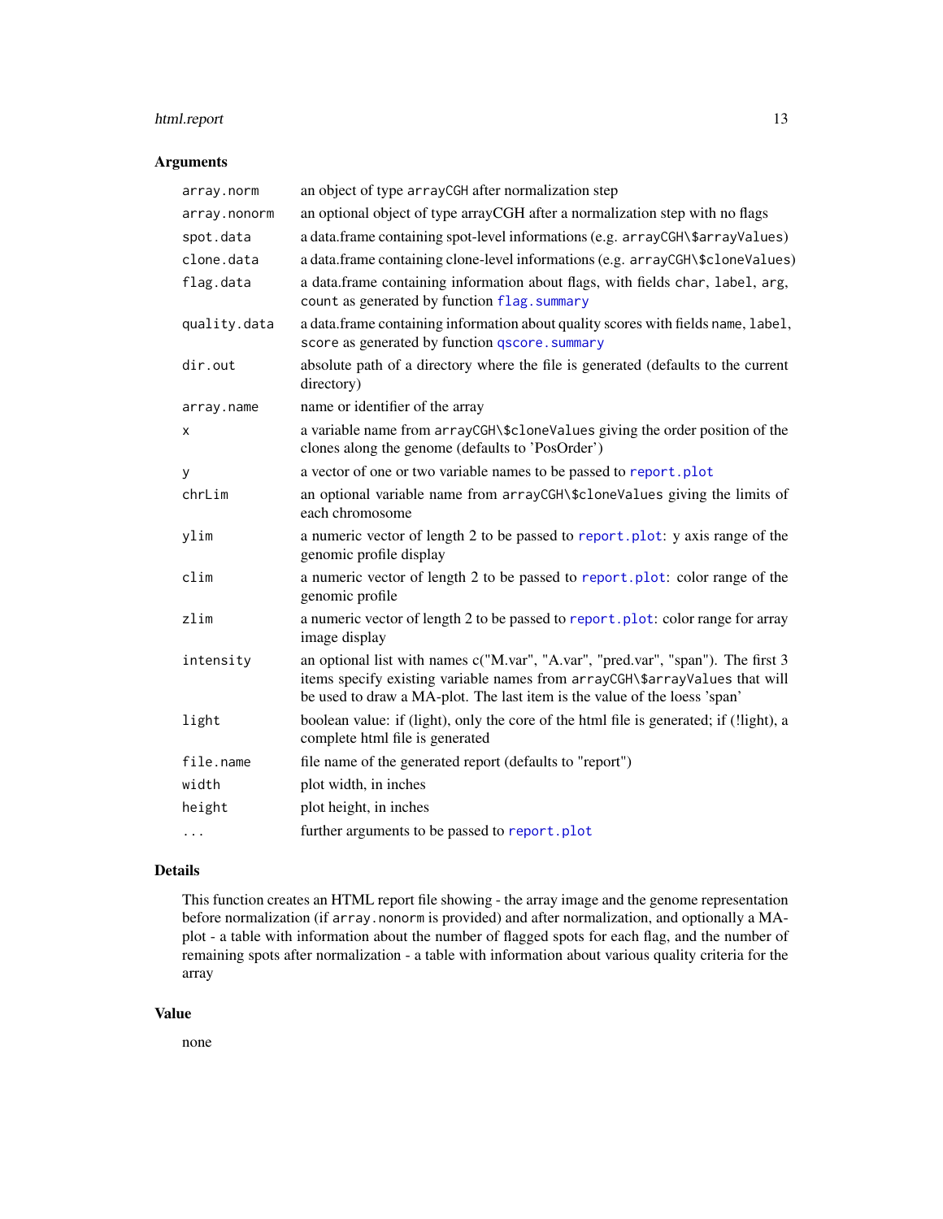## Arguments

| | |
|---|---|
| `array.norm` | an object of type `arrayCGH` after normalization step |
| `array.nonorm` | an optional object of type arrayCGH after a normalization step with no flags |
| `spot.data` | a data.frame containing spot-level informations (e.g. `arrayCGH\$arrayValues`) |
| `clone.data` | a data.frame containing clone-level informations (e.g. `arrayCGH\$cloneValues`) |
| `flag.data` | a data.frame containing information about flags, with fields `char`, `label`, `arg`, `count` as generated by function `flag.summary` |
| `quality.data` | a data.frame containing information about quality scores with fields `name`, `label`, `score` as generated by function `qscore.summary` |
| `dir.out` | absolute path of a directory where the file is generated (defaults to the current directory) |
| `array.name` | name or identifier of the array |
| `x` | a variable name from `arrayCGH\$cloneValues` giving the order position of the clones along the genome (defaults to 'PosOrder') |
| `y` | a vector of one or two variable names to be passed to `report.plot` |
| `chrLim` | an optional variable name from `arrayCGH\$cloneValues` giving the limits of each chromosome |
| `ylim` | a numeric vector of length 2 to be passed to `report.plot`: y axis range of the genomic profile display |
| `clim` | a numeric vector of length 2 to be passed to `report.plot`: color range of the genomic profile |
| `zlim` | a numeric vector of length 2 to be passed to `report.plot`: color range for array image display |
| `intensity` | an optional list with names c("M.var", "A.var", "pred.var", "span"). The first 3 items specify existing variable names from `arrayCGH\$arrayValues` that will be used to draw a MA-plot. The last item is the value of the loess 'span' |
| `light` | boolean value: if (light), only the core of the html file is generated; if (!light), a complete html file is generated |
| `file.name` | file name of the generated report (defaults to "report") |
| `width` | plot width, in inches |
| `height` | plot height, in inches |
| `...` | further arguments to be passed to `report.plot` |

## Details

This function creates an HTML report file showing - the array image and the genome representation before normalization (if `array.nonorm` is provided) and after normalization, and optionally a MA-plot - a table with information about the number of flagged spots for each flag, and the number of remaining spots after normalization - a table with information about various quality criteria for the array

## Value

none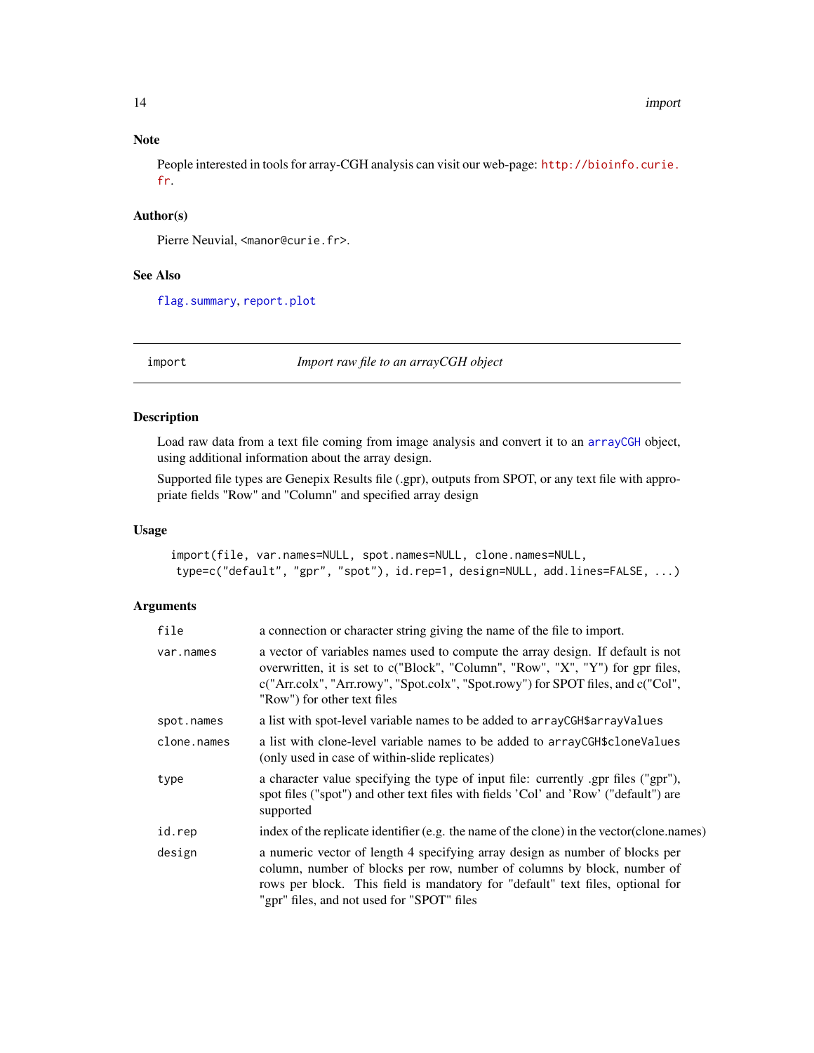### Note

People interested in tools for array-CGH analysis can visit our web-page: http://bioinfo.curie.fr.

### Author(s)

Pierre Neuvial, <manor@curie.fr>.

### See Also

flag.summary, report.plot

---

## import — *Import raw file to an arrayCGH object*

---

### Description

Load raw data from a text file coming from image analysis and convert it to an arrayCGH object, using additional information about the array design.

Supported file types are Genepix Results file (.gpr), outputs from SPOT, or any text file with appropriate fields "Row" and "Column" and specified array design

### Usage

```
import(file, var.names=NULL, spot.names=NULL, clone.names=NULL,
 type=c("default", "gpr", "spot"), id.rep=1, design=NULL, add.lines=FALSE, ...)
```

### Arguments

| | |
|---|---|
| `file` | a connection or character string giving the name of the file to import. |
| `var.names` | a vector of variables names used to compute the array design. If default is not overwritten, it is set to c("Block", "Column", "Row", "X", "Y") for gpr files, c("Arr.colx", "Arr.rowy", "Spot.colx", "Spot.rowy") for SPOT files, and c("Col", "Row") for other text files |
| `spot.names` | a list with spot-level variable names to be added to `arrayCGH$arrayValues` |
| `clone.names` | a list with clone-level variable names to be added to `arrayCGH$cloneValues` (only used in case of within-slide replicates) |
| `type` | a character value specifying the type of input file: currently .gpr files ("gpr"), spot files ("spot") and other text files with fields 'Col' and 'Row' ("default") are supported |
| `id.rep` | index of the replicate identifier (e.g. the name of the clone) in the vector(clone.names) |
| `design` | a numeric vector of length 4 specifying array design as number of blocks per column, number of blocks per row, number of columns by block, number of rows per block. This field is mandatory for "default" text files, optional for "gpr" files, and not used for "SPOT" files |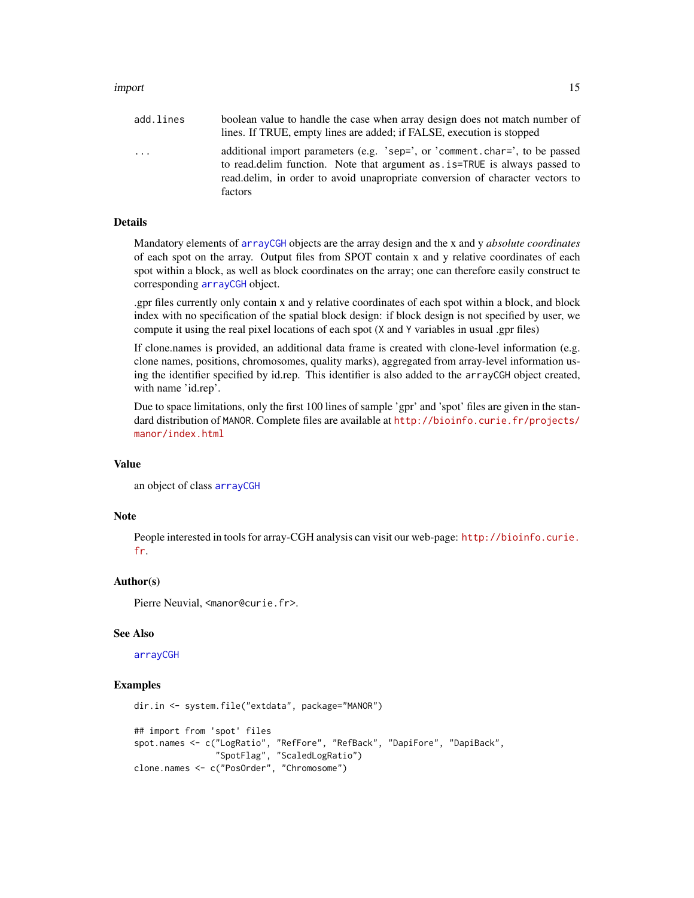| | |
|---|---|
| `add.lines` | boolean value to handle the case when array design does not match number of lines. If TRUE, empty lines are added; if FALSE, execution is stopped |
| `...` | additional import parameters (e.g. 'sep=', or 'comment.char=', to be passed to read.delim function. Note that argument `as.is=TRUE` is always passed to read.delim, in order to avoid unapropriate conversion of character vectors to factors |

## Details

Mandatory elements of arrayCGH objects are the array design and the x and y *absolute coordinates* of each spot on the array. Output files from SPOT contain x and y relative coordinates of each spot within a block, as well as block coordinates on the array; one can therefore easily construct te corresponding arrayCGH object.

.gpr files currently only contain x and y relative coordinates of each spot within a block, and block index with no specification of the spatial block design: if block design is not specified by user, we compute it using the real pixel locations of each spot (`X` and `Y` variables in usual .gpr files)

If clone.names is provided, an additional data frame is created with clone-level information (e.g. clone names, positions, chromosomes, quality marks), aggregated from array-level information using the identifier specified by id.rep. This identifier is also added to the `arrayCGH` object created, with name 'id.rep'.

Due to space limitations, only the first 100 lines of sample 'gpr' and 'spot' files are given in the standard distribution of `MANOR`. Complete files are available at http://bioinfo.curie.fr/projects/manor/index.html

## Value

an object of class arrayCGH

## Note

People interested in tools for array-CGH analysis can visit our web-page: http://bioinfo.curie.fr.

## Author(s)

Pierre Neuvial, <manor@curie.fr>.

## See Also

arrayCGH

## Examples

```
dir.in <- system.file("extdata", package="MANOR")

## import from 'spot' files
spot.names <- c("LogRatio", "RefFore", "RefBack", "DapiFore", "DapiBack",
                "SpotFlag", "ScaledLogRatio")
clone.names <- c("PosOrder", "Chromosome")
```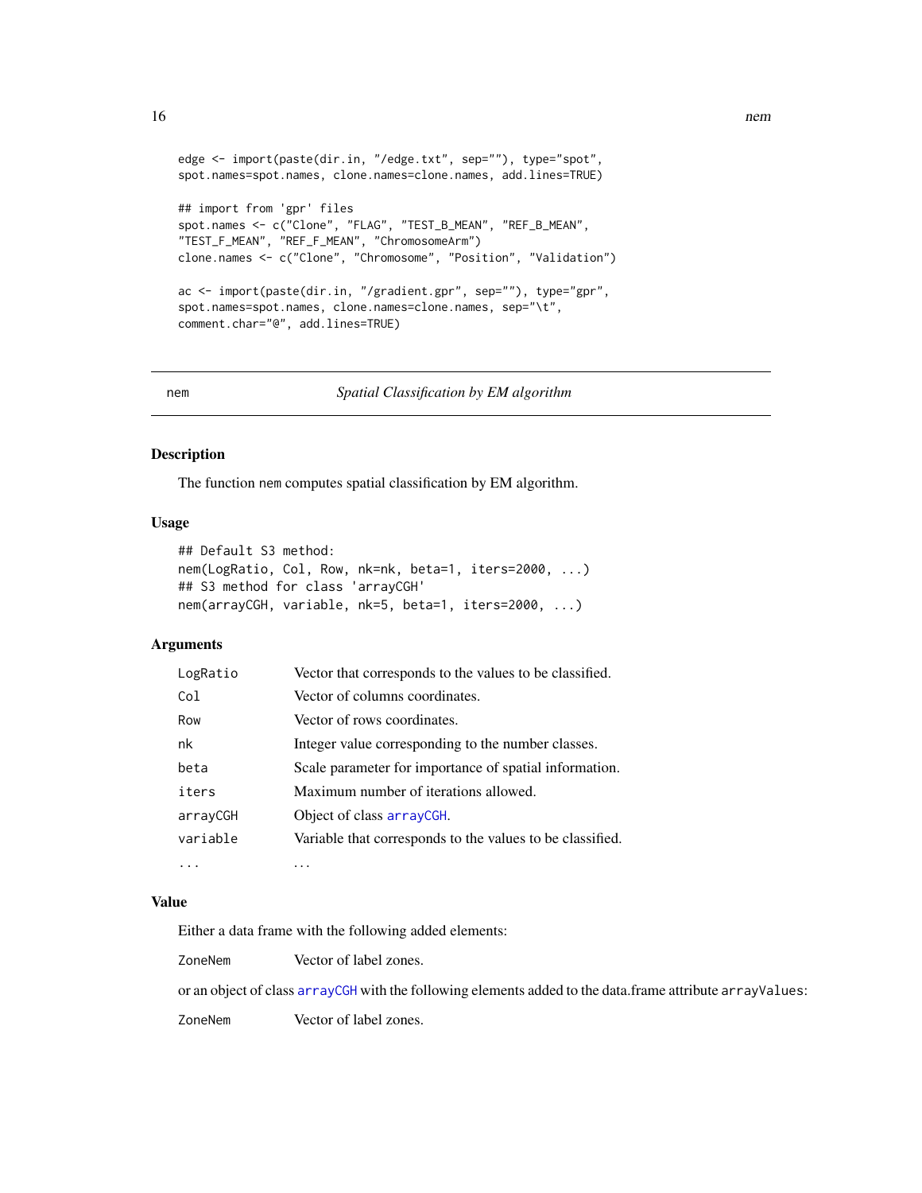```
edge <- import(paste(dir.in, "/edge.txt", sep=""), type="spot",
spot.names=spot.names, clone.names=clone.names, add.lines=TRUE)

## import from 'gpr' files
spot.names <- c("Clone", "FLAG", "TEST_B_MEAN", "REF_B_MEAN",
"TEST_F_MEAN", "REF_F_MEAN", "ChromosomeArm")
clone.names <- c("Clone", "Chromosome", "Position", "Validation")

ac <- import(paste(dir.in, "/gradient.gpr", sep=""), type="gpr",
spot.names=spot.names, clone.names=clone.names, sep="\t",
comment.char="@", add.lines=TRUE)
```

---

`nem` *Spatial Classification by EM algorithm*

---

### Description

The function `nem` computes spatial classification by EM algorithm.

### Usage

```
## Default S3 method:
nem(LogRatio, Col, Row, nk=nk, beta=1, iters=2000, ...)
## S3 method for class 'arrayCGH'
nem(arrayCGH, variable, nk=5, beta=1, iters=2000, ...)
```

### Arguments

| | |
|---|---|
| `LogRatio` | Vector that corresponds to the values to be classified. |
| `Col` | Vector of columns coordinates. |
| `Row` | Vector of rows coordinates. |
| `nk` | Integer value corresponding to the number classes. |
| `beta` | Scale parameter for importance of spatial information. |
| `iters` | Maximum number of iterations allowed. |
| `arrayCGH` | Object of class `arrayCGH`. |
| `variable` | Variable that corresponds to the values to be classified. |
| `...` | ... |

### Value

Either a data frame with the following added elements:

| | |
|---|---|
| `ZoneNem` | Vector of label zones. |

or an object of class `arrayCGH` with the following elements added to the data.frame attribute `arrayValues`:

| | |
|---|---|
| `ZoneNem` | Vector of label zones. |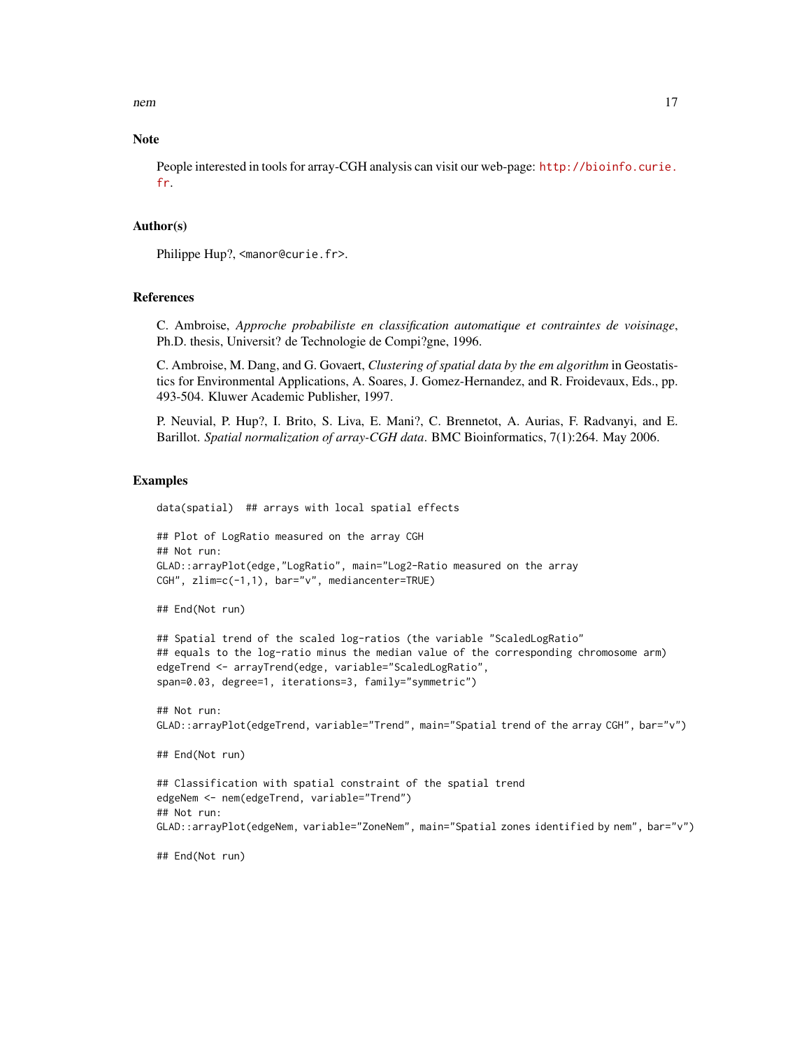## Note

People interested in tools for array-CGH analysis can visit our web-page: http://bioinfo.curie.fr.

## Author(s)

Philippe Hup?, <manor@curie.fr>.

## References

C. Ambroise, *Approche probabiliste en classification automatique et contraintes de voisinage*, Ph.D. thesis, Universit? de Technologie de Compi?gne, 1996.

C. Ambroise, M. Dang, and G. Govaert, *Clustering of spatial data by the em algorithm* in Geostatistics for Environmental Applications, A. Soares, J. Gomez-Hernandez, and R. Froidevaux, Eds., pp. 493-504. Kluwer Academic Publisher, 1997.

P. Neuvial, P. Hup?, I. Brito, S. Liva, E. Mani?, C. Brennetot, A. Aurias, F. Radvanyi, and E. Barillot. *Spatial normalization of array-CGH data*. BMC Bioinformatics, 7(1):264. May 2006.

## Examples

```
data(spatial)  ## arrays with local spatial effects

## Plot of LogRatio measured on the array CGH
## Not run:
GLAD::arrayPlot(edge,"LogRatio", main="Log2-Ratio measured on the array
CGH", zlim=c(-1,1), bar="v", mediancenter=TRUE)

## End(Not run)

## Spatial trend of the scaled log-ratios (the variable "ScaledLogRatio"
## equals to the log-ratio minus the median value of the corresponding chromosome arm)
edgeTrend <- arrayTrend(edge, variable="ScaledLogRatio",
span=0.03, degree=1, iterations=3, family="symmetric")

## Not run:
GLAD::arrayPlot(edgeTrend, variable="Trend", main="Spatial trend of the array CGH", bar="v")

## End(Not run)

## Classification with spatial constraint of the spatial trend
edgeNem <- nem(edgeTrend, variable="Trend")
## Not run:
GLAD::arrayPlot(edgeNem, variable="ZoneNem", main="Spatial zones identified by nem", bar="v")

## End(Not run)
```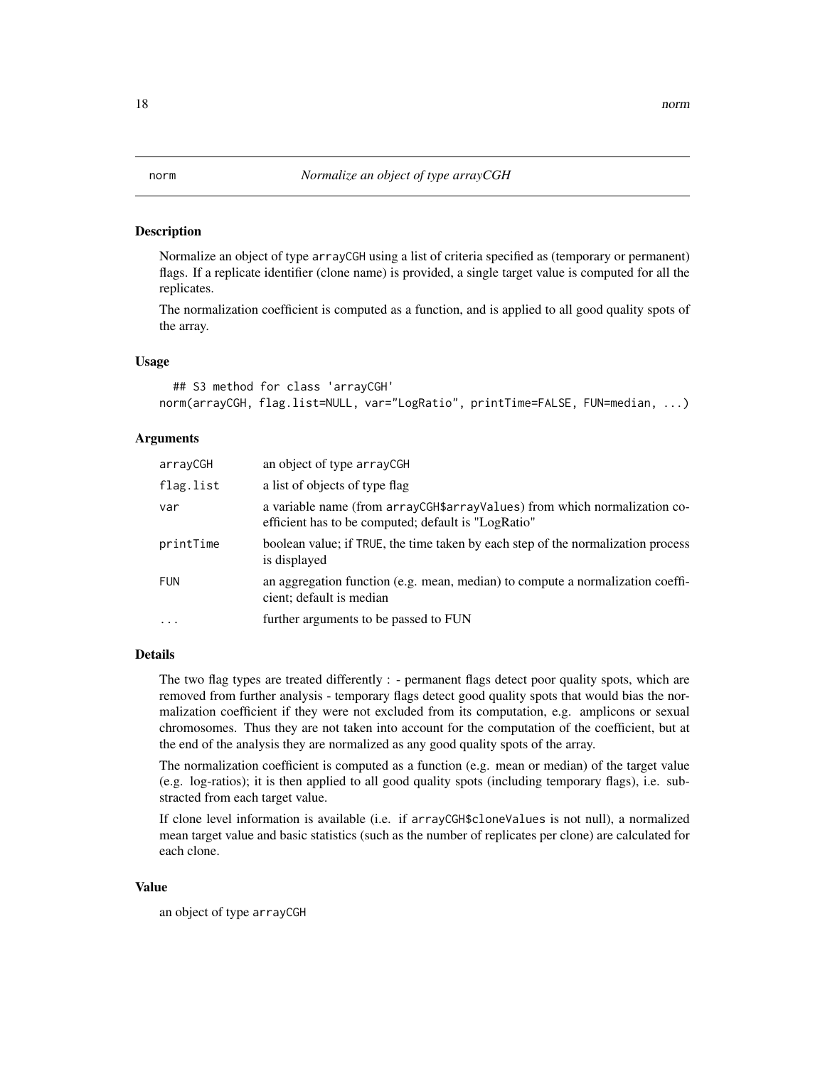# norm — *Normalize an object of type arrayCGH*

## Description

Normalize an object of type `arrayCGH` using a list of criteria specified as (temporary or permanent) flags. If a replicate identifier (clone name) is provided, a single target value is computed for all the replicates.

The normalization coefficient is computed as a function, and is applied to all good quality spots of the array.

## Usage

```
## S3 method for class 'arrayCGH'
norm(arrayCGH, flag.list=NULL, var="LogRatio", printTime=FALSE, FUN=median, ...)
```

## Arguments

| | |
|---|---|
| `arrayCGH` | an object of type `arrayCGH` |
| `flag.list` | a list of objects of type flag |
| `var` | a variable name (from `arrayCGH$arrayValues`) from which normalization coefficient has to be computed; default is "LogRatio" |
| `printTime` | boolean value; if `TRUE`, the time taken by each step of the normalization process is displayed |
| `FUN` | an aggregation function (e.g. mean, median) to compute a normalization coefficient; default is median |
| `...` | further arguments to be passed to FUN |

## Details

The two flag types are treated differently : - permanent flags detect poor quality spots, which are removed from further analysis - temporary flags detect good quality spots that would bias the normalization coefficient if they were not excluded from its computation, e.g. amplicons or sexual chromosomes. Thus they are not taken into account for the computation of the coefficient, but at the end of the analysis they are normalized as any good quality spots of the array.

The normalization coefficient is computed as a function (e.g. mean or median) of the target value (e.g. log-ratios); it is then applied to all good quality spots (including temporary flags), i.e. substracted from each target value.

If clone level information is available (i.e. if `arrayCGH$cloneValues` is not null), a normalized mean target value and basic statistics (such as the number of replicates per clone) are calculated for each clone.

## Value

an object of type `arrayCGH`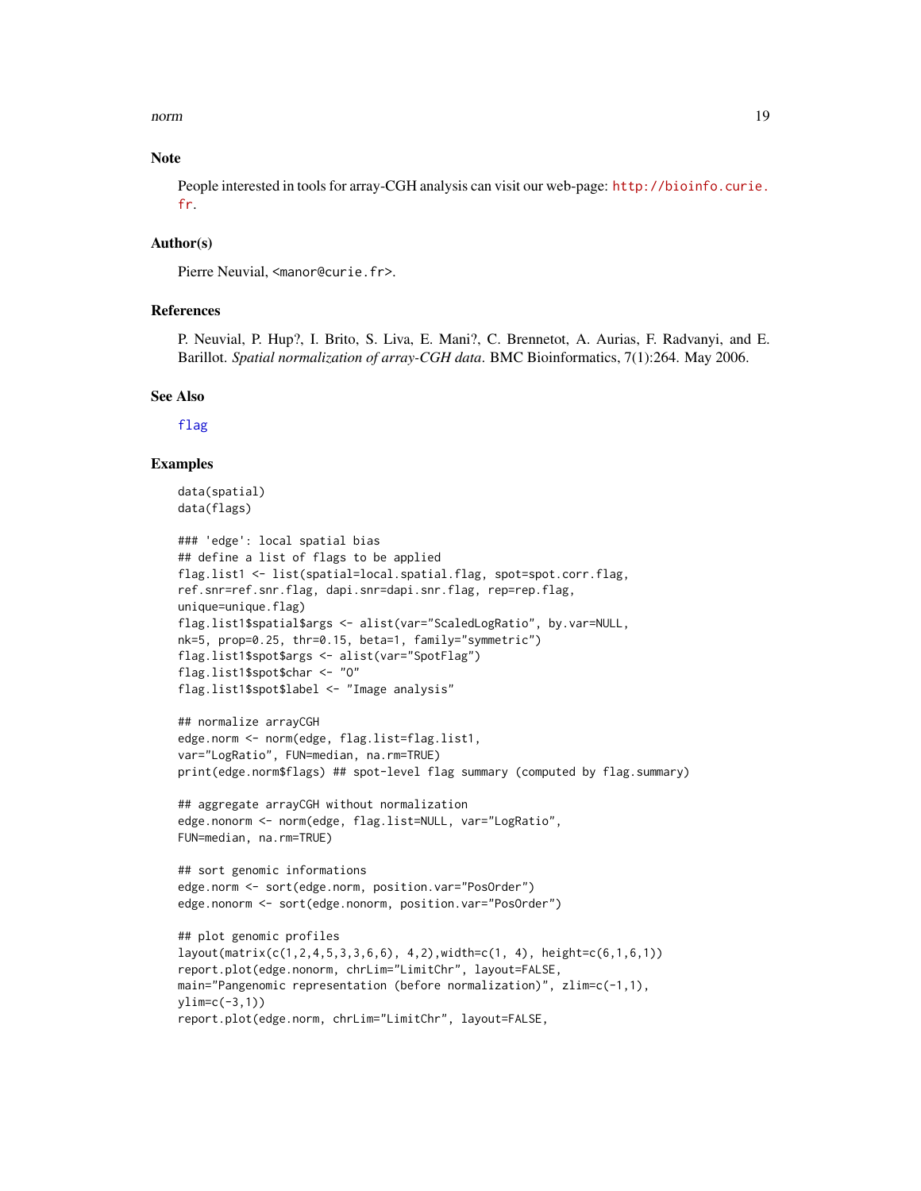## Note

People interested in tools for array-CGH analysis can visit our web-page: http://bioinfo.curie.fr.

## Author(s)

Pierre Neuvial, <manor@curie.fr>.

## References

P. Neuvial, P. Hup?, I. Brito, S. Liva, E. Mani?, C. Brennetot, A. Aurias, F. Radvanyi, and E. Barillot. *Spatial normalization of array-CGH data*. BMC Bioinformatics, 7(1):264. May 2006.

## See Also

flag

## Examples

```
data(spatial)
data(flags)

### 'edge': local spatial bias
## define a list of flags to be applied
flag.list1 <- list(spatial=local.spatial.flag, spot=spot.corr.flag,
ref.snr=ref.snr.flag, dapi.snr=dapi.snr.flag, rep=rep.flag,
unique=unique.flag)
flag.list1$spatial$args <- alist(var="ScaledLogRatio", by.var=NULL,
nk=5, prop=0.25, thr=0.15, beta=1, family="symmetric")
flag.list1$spot$args <- alist(var="SpotFlag")
flag.list1$spot$char <- "O"
flag.list1$spot$label <- "Image analysis"

## normalize arrayCGH
edge.norm <- norm(edge, flag.list=flag.list1,
var="LogRatio", FUN=median, na.rm=TRUE)
print(edge.norm$flags) ## spot-level flag summary (computed by flag.summary)

## aggregate arrayCGH without normalization
edge.nonorm <- norm(edge, flag.list=NULL, var="LogRatio",
FUN=median, na.rm=TRUE)

## sort genomic informations
edge.norm <- sort(edge.norm, position.var="PosOrder")
edge.nonorm <- sort(edge.nonorm, position.var="PosOrder")

## plot genomic profiles
layout(matrix(c(1,2,4,5,3,3,6,6), 4,2),width=c(1, 4), height=c(6,1,6,1))
report.plot(edge.nonorm, chrLim="LimitChr", layout=FALSE,
main="Pangenomic representation (before normalization)", zlim=c(-1,1),
ylim=c(-3,1))
report.plot(edge.norm, chrLim="LimitChr", layout=FALSE,
```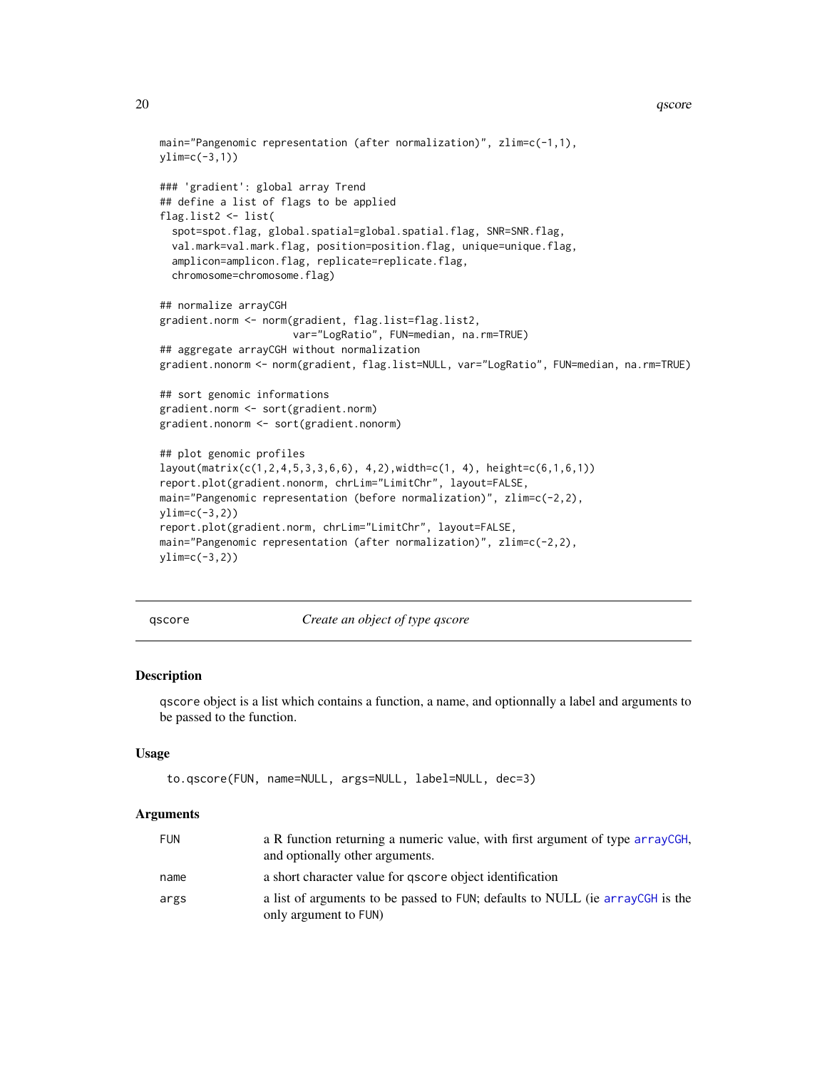```
main="Pangenomic representation (after normalization)", zlim=c(-1,1),
ylim=c(-3,1))

### 'gradient': global array Trend
## define a list of flags to be applied
flag.list2 <- list(
  spot=spot.flag, global.spatial=global.spatial.flag, SNR=SNR.flag,
  val.mark=val.mark.flag, position=position.flag, unique=unique.flag,
  amplicon=amplicon.flag, replicate=replicate.flag,
  chromosome=chromosome.flag)

## normalize arrayCGH
gradient.norm <- norm(gradient, flag.list=flag.list2,
                      var="LogRatio", FUN=median, na.rm=TRUE)
## aggregate arrayCGH without normalization
gradient.nonorm <- norm(gradient, flag.list=NULL, var="LogRatio", FUN=median, na.rm=TRUE)

## sort genomic informations
gradient.norm <- sort(gradient.norm)
gradient.nonorm <- sort(gradient.nonorm)

## plot genomic profiles
layout(matrix(c(1,2,4,5,3,3,6,6), 4,2),width=c(1, 4), height=c(6,1,6,1))
report.plot(gradient.nonorm, chrLim="LimitChr", layout=FALSE,
main="Pangenomic representation (before normalization)", zlim=c(-2,2),
ylim=c(-3,2))
report.plot(gradient.norm, chrLim="LimitChr", layout=FALSE,
main="Pangenomic representation (after normalization)", zlim=c(-2,2),
ylim=c(-3,2))
```

---

## qscore — *Create an object of type qscore*

### Description

qscore object is a list which contains a function, a name, and optionnally a label and arguments to be passed to the function.

### Usage

```
to.qscore(FUN, name=NULL, args=NULL, label=NULL, dec=3)
```

### Arguments

| | |
|---|---|
| FUN | a R function returning a numeric value, with first argument of type arrayCGH, and optionally other arguments. |
| name | a short character value for qscore object identification |
| args | a list of arguments to be passed to FUN; defaults to NULL (ie arrayCGH is the only argument to FUN) |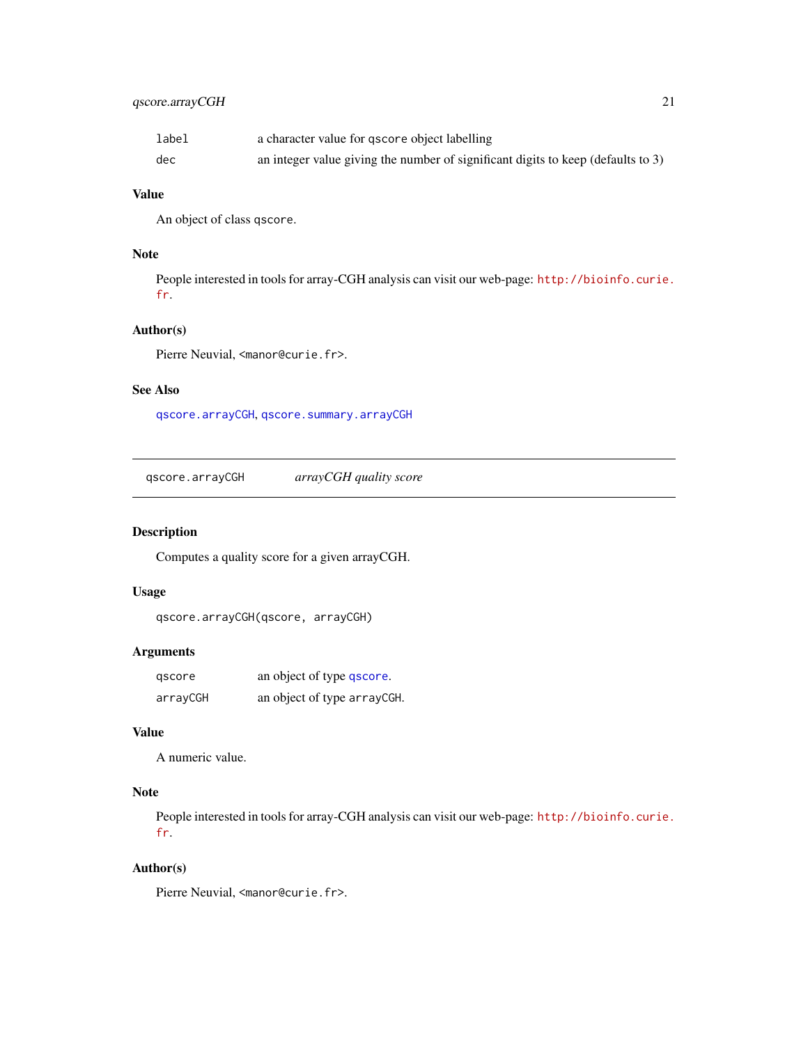| | |
|---|---|
| label | a character value for qscore object labelling |
| dec | an integer value giving the number of significant digits to keep (defaults to 3) |

### Value

An object of class qscore.

### Note

People interested in tools for array-CGH analysis can visit our web-page: http://bioinfo.curie.fr.

### Author(s)

Pierre Neuvial, <manor@curie.fr>.

### See Also

qscore.arrayCGH, qscore.summary.arrayCGH

---

## qscore.arrayCGH *arrayCGH quality score*

---

### Description

Computes a quality score for a given arrayCGH.

### Usage

```
qscore.arrayCGH(qscore, arrayCGH)
```

### Arguments

| | |
|---|---|
| qscore | an object of type qscore. |
| arrayCGH | an object of type arrayCGH. |

### Value

A numeric value.

### Note

People interested in tools for array-CGH analysis can visit our web-page: http://bioinfo.curie.fr.

### Author(s)

Pierre Neuvial, <manor@curie.fr>.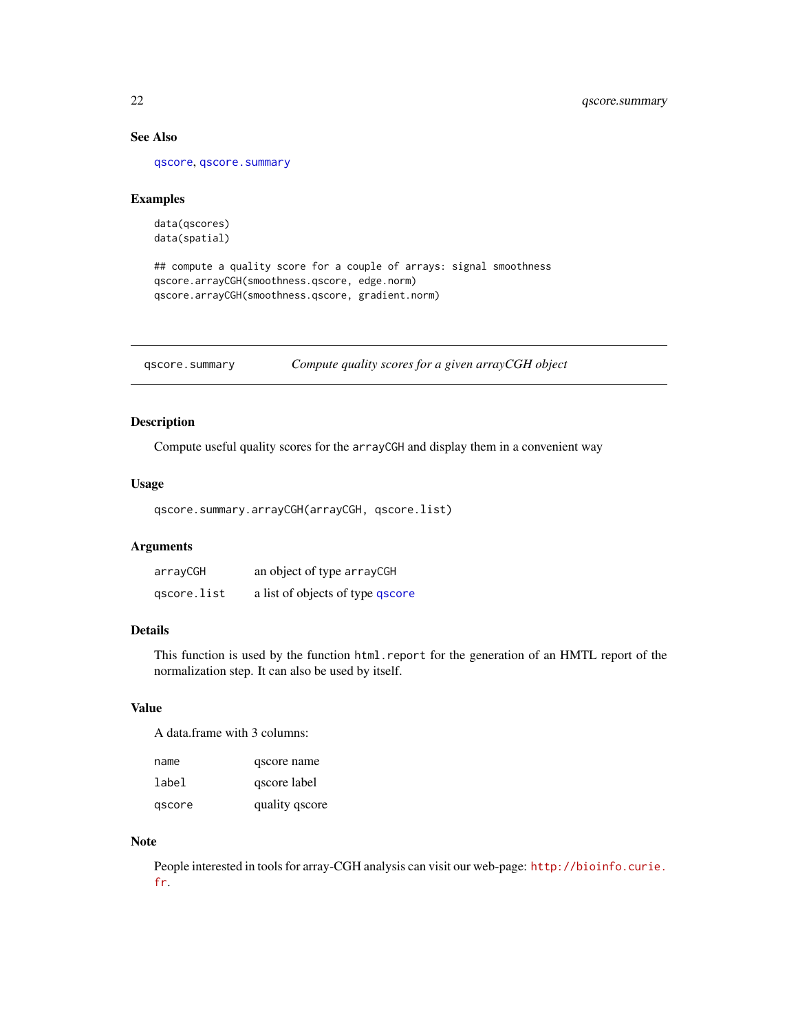### See Also

qscore, qscore.summary

### Examples

```
data(qscores)
data(spatial)

## compute a quality score for a couple of arrays: signal smoothness
qscore.arrayCGH(smoothness.qscore, edge.norm)
qscore.arrayCGH(smoothness.qscore, gradient.norm)
```

---

## qscore.summary *Compute quality scores for a given arrayCGH object*

---

### Description

Compute useful quality scores for the arrayCGH and display them in a convenient way

### Usage

```
qscore.summary.arrayCGH(arrayCGH, qscore.list)
```

### Arguments

| | |
|---|---|
| arrayCGH | an object of type arrayCGH |
| qscore.list | a list of objects of type qscore |

### Details

This function is used by the function html.report for the generation of an HMTL report of the normalization step. It can also be used by itself.

### Value

A data.frame with 3 columns:

| | |
|---|---|
| name | qscore name |
| label | qscore label |
| qscore | quality qscore |

### Note

People interested in tools for array-CGH analysis can visit our web-page: http://bioinfo.curie.fr.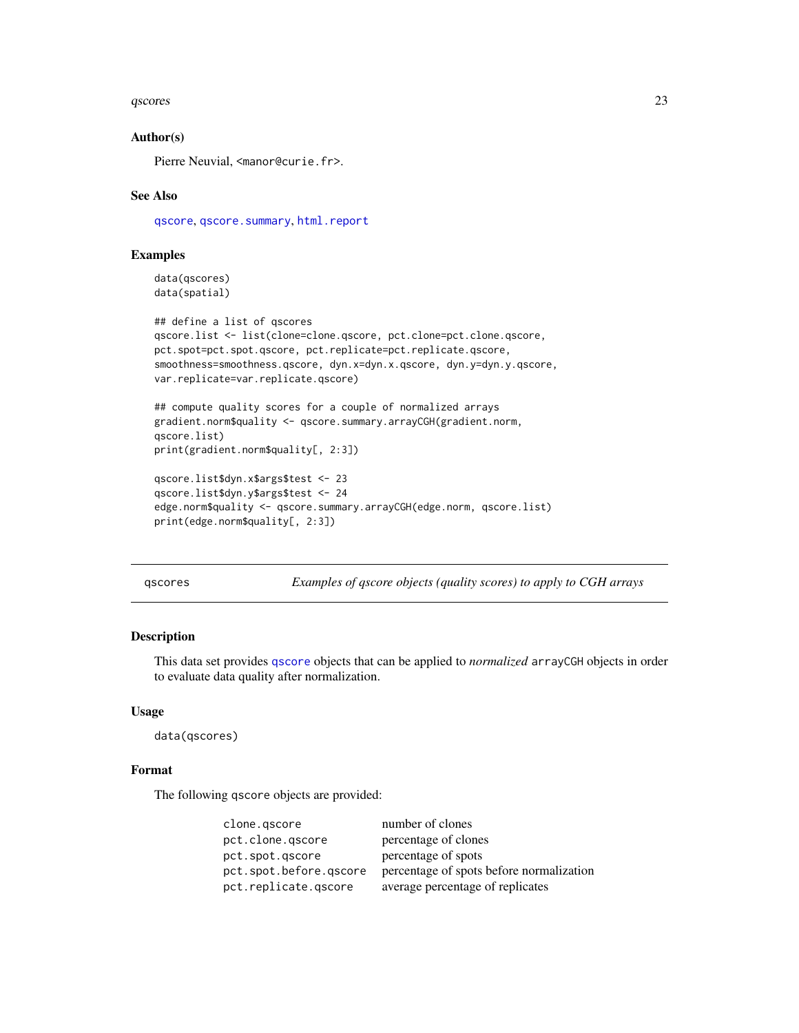### Author(s)

Pierre Neuvial, <manor@curie.fr>.

### See Also

qscore, qscore.summary, html.report

### Examples

```
data(qscores)
data(spatial)

## define a list of qscores
qscore.list <- list(clone=clone.qscore, pct.clone=pct.clone.qscore,
pct.spot=pct.spot.qscore, pct.replicate=pct.replicate.qscore,
smoothness=smoothness.qscore, dyn.x=dyn.x.qscore, dyn.y=dyn.y.qscore,
var.replicate=var.replicate.qscore)

## compute quality scores for a couple of normalized arrays
gradient.norm$quality <- qscore.summary.arrayCGH(gradient.norm,
qscore.list)
print(gradient.norm$quality[, 2:3])

qscore.list$dyn.x$args$test <- 23
qscore.list$dyn.y$args$test <- 24
edge.norm$quality <- qscore.summary.arrayCGH(edge.norm, qscore.list)
print(edge.norm$quality[, 2:3])
```

---

## qscores — *Examples of qscore objects (quality scores) to apply to CGH arrays*

### Description

This data set provides qscore objects that can be applied to *normalized* arrayCGH objects in order to evaluate data quality after normalization.

### Usage

```
data(qscores)
```

### Format

The following qscore objects are provided:

| | |
|---|---|
| clone.qscore | number of clones |
| pct.clone.qscore | percentage of clones |
| pct.spot.qscore | percentage of spots |
| pct.spot.before.qscore | percentage of spots before normalization |
| pct.replicate.qscore | average percentage of replicates |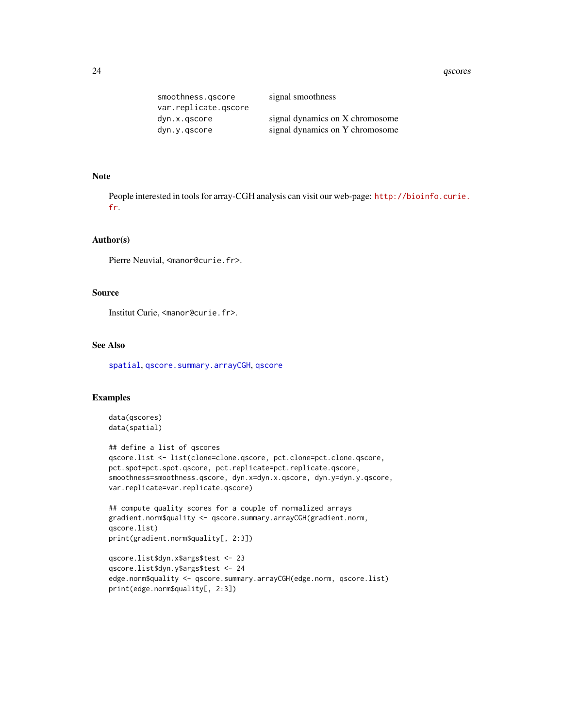| | |
|---|---|
| smoothness.qscore | signal smoothness |
| var.replicate.qscore | |
| dyn.x.qscore | signal dynamics on X chromosome |
| dyn.y.qscore | signal dynamics on Y chromosome |

## Note

People interested in tools for array-CGH analysis can visit our web-page: http://bioinfo.curie.fr.

## Author(s)

Pierre Neuvial, <manor@curie.fr>.

## Source

Institut Curie, <manor@curie.fr>.

## See Also

spatial, qscore.summary.arrayCGH, qscore

## Examples

```
data(qscores)
data(spatial)

## define a list of qscores
qscore.list <- list(clone=clone.qscore, pct.clone=pct.clone.qscore,
pct.spot=pct.spot.qscore, pct.replicate=pct.replicate.qscore,
smoothness=smoothness.qscore, dyn.x=dyn.x.qscore, dyn.y=dyn.y.qscore,
var.replicate=var.replicate.qscore)

## compute quality scores for a couple of normalized arrays
gradient.norm$quality <- qscore.summary.arrayCGH(gradient.norm,
qscore.list)
print(gradient.norm$quality[, 2:3])

qscore.list$dyn.x$args$test <- 23
qscore.list$dyn.y$args$test <- 24
edge.norm$quality <- qscore.summary.arrayCGH(edge.norm, qscore.list)
print(edge.norm$quality[, 2:3])
```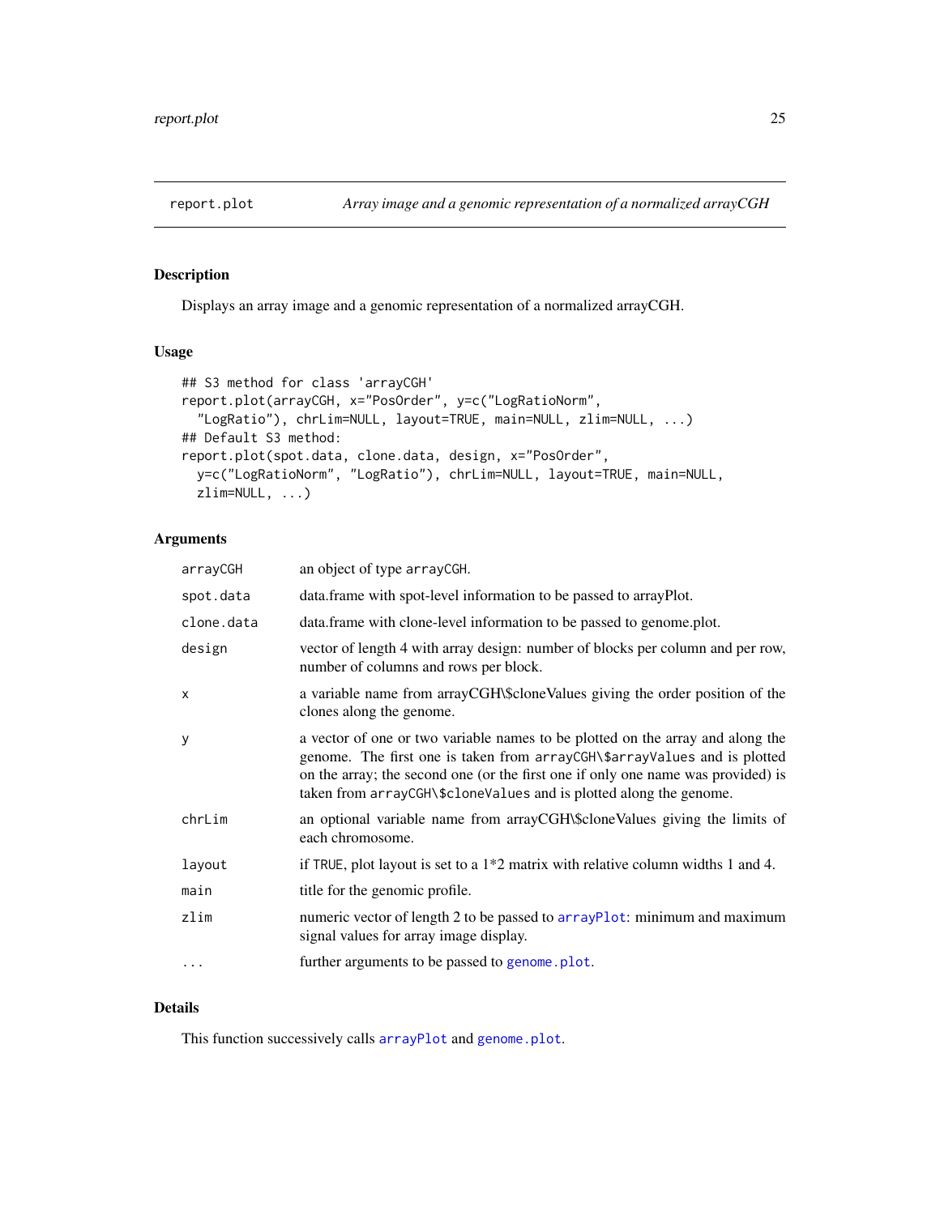report.plot *Array image and a genomic representation of a normalized arrayCGH*

## Description

Displays an array image and a genomic representation of a normalized arrayCGH.

## Usage

```
## S3 method for class 'arrayCGH'
report.plot(arrayCGH, x="PosOrder", y=c("LogRatioNorm",
  "LogRatio"), chrLim=NULL, layout=TRUE, main=NULL, zlim=NULL, ...)
## Default S3 method:
report.plot(spot.data, clone.data, design, x="PosOrder",
  y=c("LogRatioNorm", "LogRatio"), chrLim=NULL, layout=TRUE, main=NULL,
  zlim=NULL, ...)
```

## Arguments

| | |
|---|---|
| `arrayCGH` | an object of type `arrayCGH`. |
| `spot.data` | data.frame with spot-level information to be passed to arrayPlot. |
| `clone.data` | data.frame with clone-level information to be passed to genome.plot. |
| `design` | vector of length 4 with array design: number of blocks per column and per row, number of columns and rows per block. |
| `x` | a variable name from arrayCGH\$cloneValues giving the order position of the clones along the genome. |
| `y` | a vector of one or two variable names to be plotted on the array and along the genome. The first one is taken from `arrayCGH\$arrayValues` and is plotted on the array; the second one (or the first one if only one name was provided) is taken from `arrayCGH\$cloneValues` and is plotted along the genome. |
| `chrLim` | an optional variable name from arrayCGH\$cloneValues giving the limits of each chromosome. |
| `layout` | if `TRUE`, plot layout is set to a 1*2 matrix with relative column widths 1 and 4. |
| `main` | title for the genomic profile. |
| `zlim` | numeric vector of length 2 to be passed to `arrayPlot`: minimum and maximum signal values for array image display. |
| `...` | further arguments to be passed to `genome.plot`. |

## Details

This function successively calls `arrayPlot` and `genome.plot`.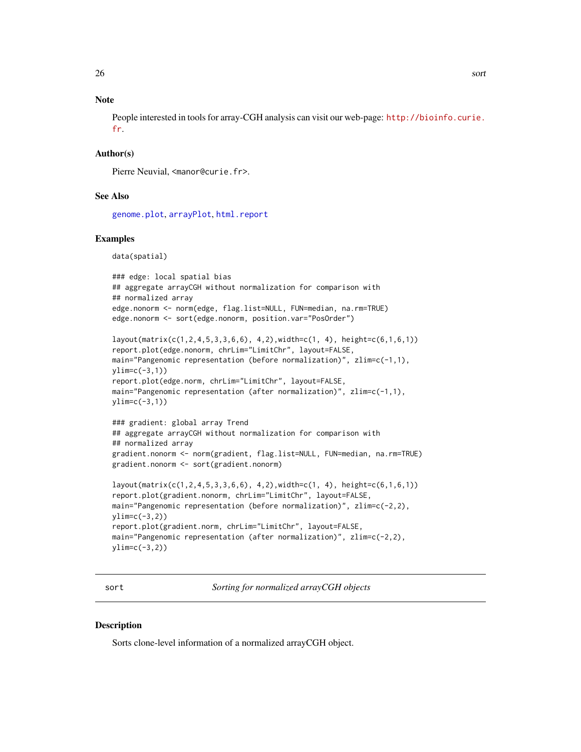## Note

People interested in tools for array-CGH analysis can visit our web-page: http://bioinfo.curie.fr.

## Author(s)

Pierre Neuvial, <manor@curie.fr>.

## See Also

genome.plot, arrayPlot, html.report

## Examples

```
data(spatial)

### edge: local spatial bias
## aggregate arrayCGH without normalization for comparison with
## normalized array
edge.nonorm <- norm(edge, flag.list=NULL, FUN=median, na.rm=TRUE)
edge.nonorm <- sort(edge.nonorm, position.var="PosOrder")

layout(matrix(c(1,2,4,5,3,3,6,6), 4,2),width=c(1, 4), height=c(6,1,6,1))
report.plot(edge.nonorm, chrLim="LimitChr", layout=FALSE,
main="Pangenomic representation (before normalization)", zlim=c(-1,1),
ylim=c(-3,1))
report.plot(edge.norm, chrLim="LimitChr", layout=FALSE,
main="Pangenomic representation (after normalization)", zlim=c(-1,1),
ylim=c(-3,1))

### gradient: global array Trend
## aggregate arrayCGH without normalization for comparison with
## normalized array
gradient.nonorm <- norm(gradient, flag.list=NULL, FUN=median, na.rm=TRUE)
gradient.nonorm <- sort(gradient.nonorm)

layout(matrix(c(1,2,4,5,3,3,6,6), 4,2),width=c(1, 4), height=c(6,1,6,1))
report.plot(gradient.nonorm, chrLim="LimitChr", layout=FALSE,
main="Pangenomic representation (before normalization)", zlim=c(-2,2),
ylim=c(-3,2))
report.plot(gradient.norm, chrLim="LimitChr", layout=FALSE,
main="Pangenomic representation (after normalization)", zlim=c(-2,2),
ylim=c(-3,2))
```

---

# sort — *Sorting for normalized arrayCGH objects*

---

## Description

Sorts clone-level information of a normalized arrayCGH object.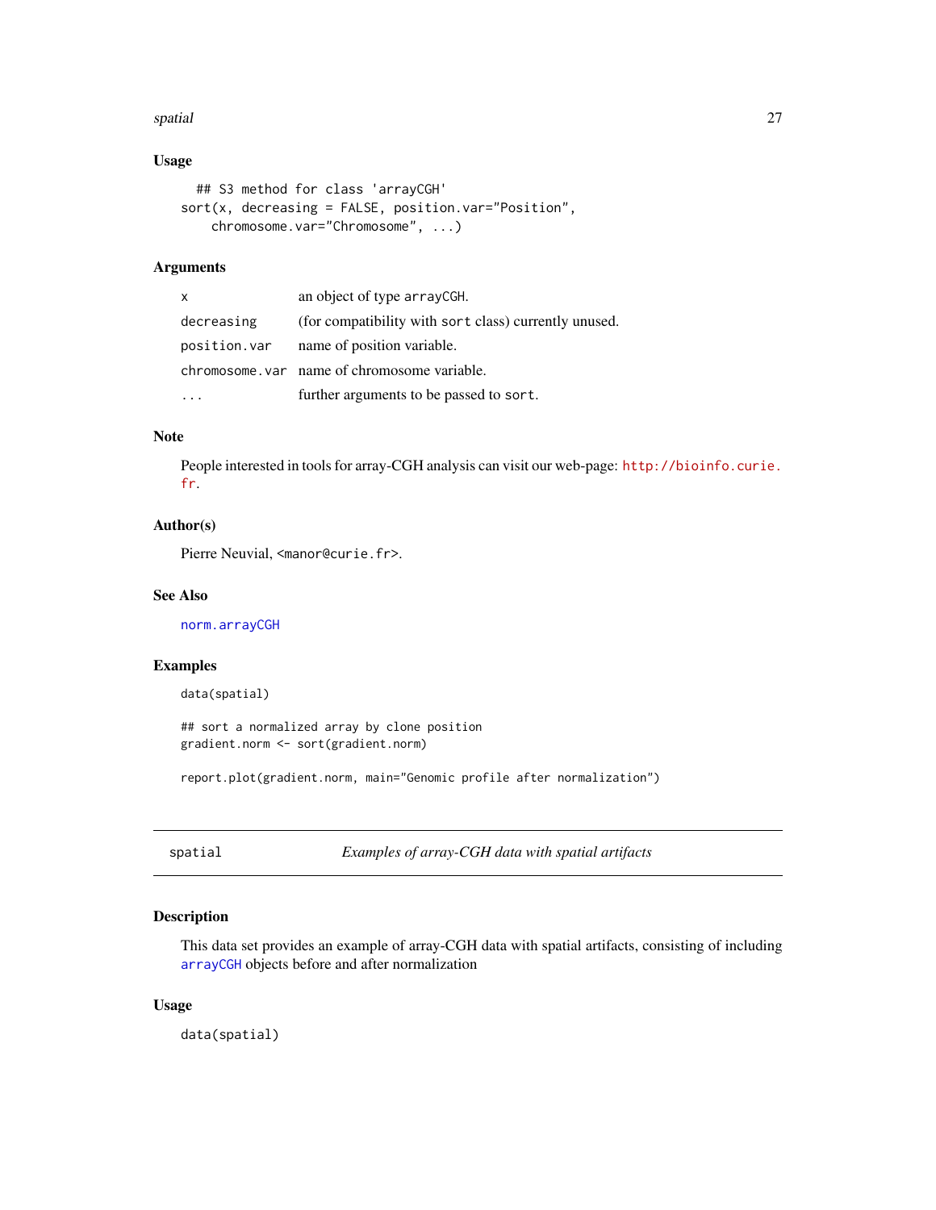### Usage

```
## S3 method for class 'arrayCGH'
sort(x, decreasing = FALSE, position.var="Position",
   chromosome.var="Chromosome", ...)
```

### Arguments

| | |
|---|---|
| x | an object of type arrayCGH. |
| decreasing | (for compatibility with sort class) currently unused. |
| position.var | name of position variable. |
| chromosome.var | name of chromosome variable. |
| ... | further arguments to be passed to sort. |

### Note

People interested in tools for array-CGH analysis can visit our web-page: http://bioinfo.curie.fr.

### Author(s)

Pierre Neuvial, <manor@curie.fr>.

### See Also

norm.arrayCGH

### Examples

```
data(spatial)

## sort a normalized array by clone position
gradient.norm <- sort(gradient.norm)

report.plot(gradient.norm, main="Genomic profile after normalization")
```

---

## spatial — *Examples of array-CGH data with spatial artifacts*

### Description

This data set provides an example of array-CGH data with spatial artifacts, consisting of including arrayCGH objects before and after normalization

### Usage

```
data(spatial)
```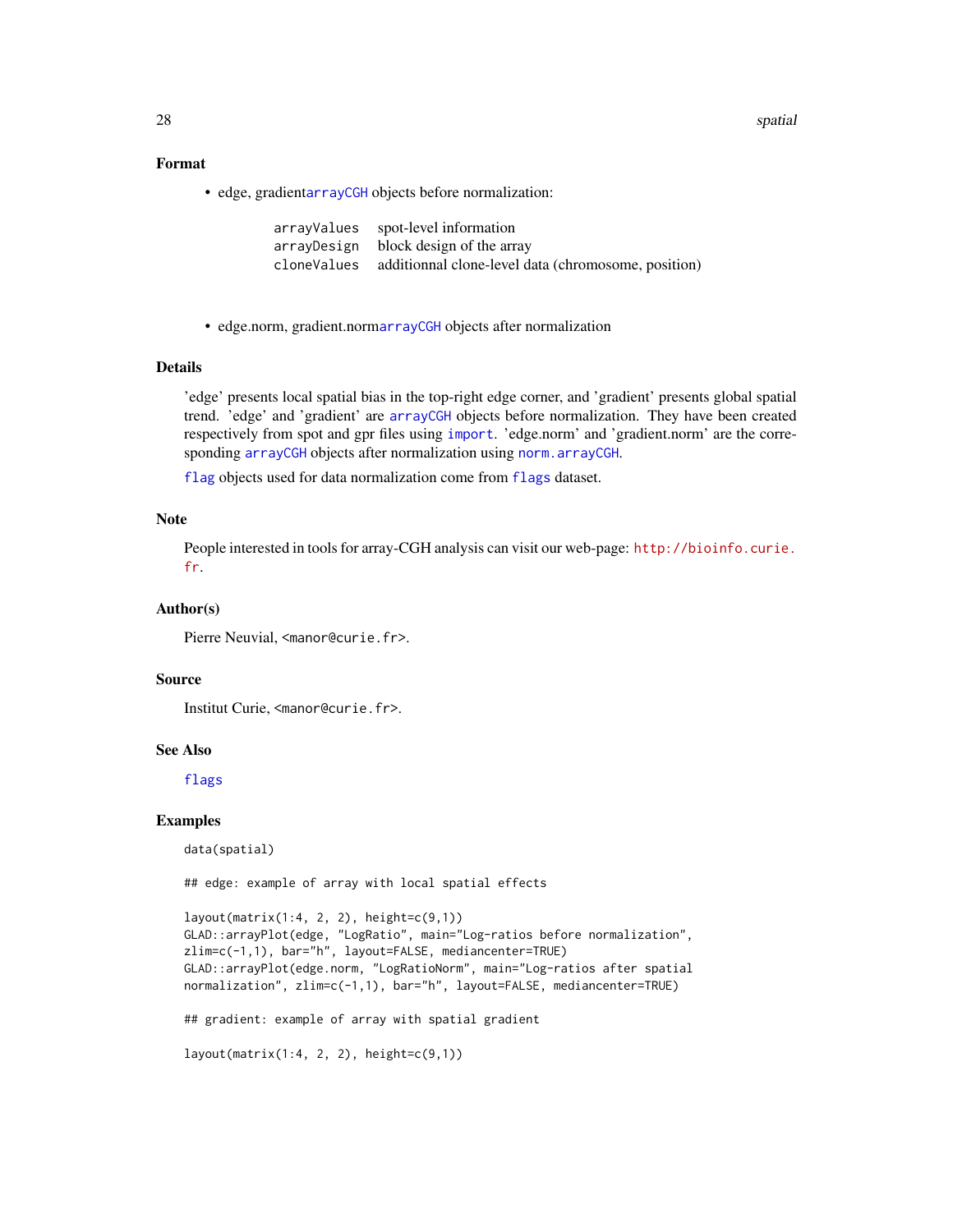## Format

- edge, gradientarrayCGH objects before normalization:

| | |
|---|---|
| arrayValues | spot-level information |
| arrayDesign | block design of the array |
| cloneValues | additionnal clone-level data (chromosome, position) |

- edge.norm, gradient.normarrayCGH objects after normalization

## Details

'edge' presents local spatial bias in the top-right edge corner, and 'gradient' presents global spatial trend. 'edge' and 'gradient' are arrayCGH objects before normalization. They have been created respectively from spot and gpr files using import. 'edge.norm' and 'gradient.norm' are the corresponding arrayCGH objects after normalization using norm.arrayCGH.

flag objects used for data normalization come from flags dataset.

## Note

People interested in tools for array-CGH analysis can visit our web-page: http://bioinfo.curie.fr.

## Author(s)

Pierre Neuvial, <manor@curie.fr>.

## Source

Institut Curie, <manor@curie.fr>.

## See Also

flags

## Examples

```
data(spatial)

## edge: example of array with local spatial effects

layout(matrix(1:4, 2, 2), height=c(9,1))
GLAD::arrayPlot(edge, "LogRatio", main="Log-ratios before normalization",
zlim=c(-1,1), bar="h", layout=FALSE, mediancenter=TRUE)
GLAD::arrayPlot(edge.norm, "LogRatioNorm", main="Log-ratios after spatial
normalization", zlim=c(-1,1), bar="h", layout=FALSE, mediancenter=TRUE)

## gradient: example of array with spatial gradient

layout(matrix(1:4, 2, 2), height=c(9,1))
```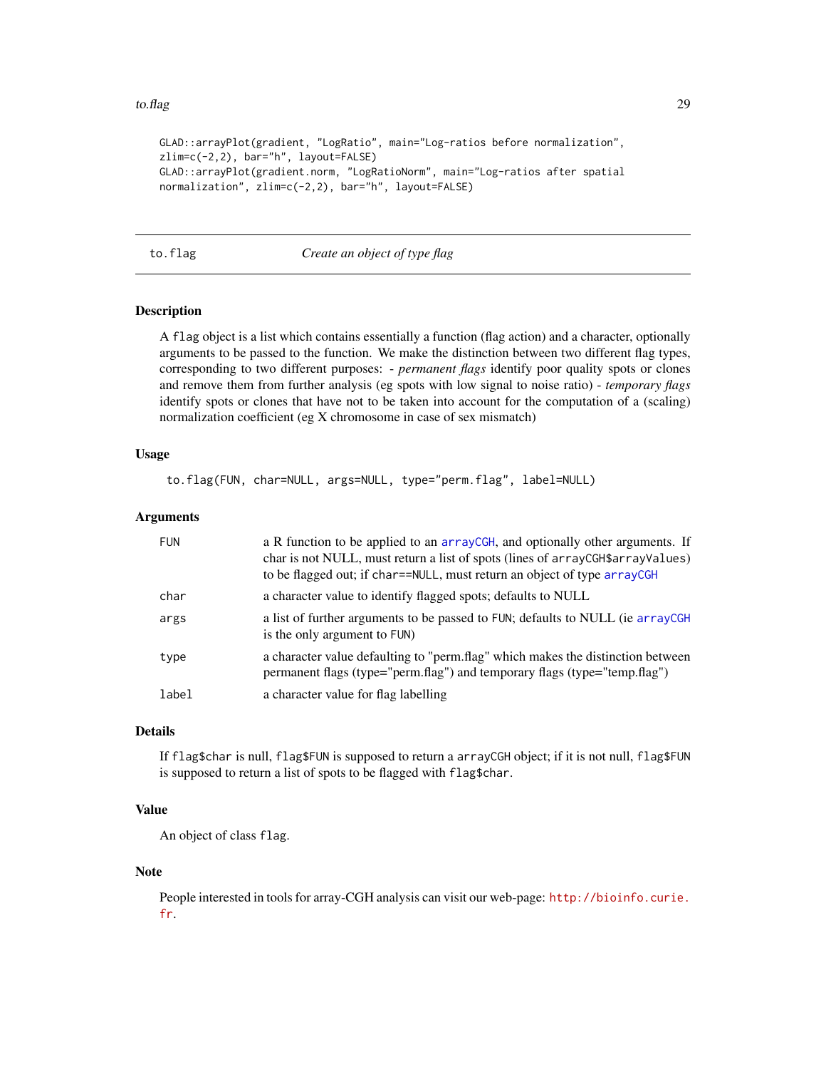```
GLAD::arrayPlot(gradient, "LogRatio", main="Log-ratios before normalization",
zlim=c(-2,2), bar="h", layout=FALSE)
GLAD::arrayPlot(gradient.norm, "LogRatioNorm", main="Log-ratios after spatial
normalization", zlim=c(-2,2), bar="h", layout=FALSE)
```

## to.flag — *Create an object of type flag*

### Description

A `flag` object is a list which contains essentially a function (flag action) and a character, optionally arguments to be passed to the function. We make the distinction between two different flag types, corresponding to two different purposes: - *permanent flags* identify poor quality spots or clones and remove them from further analysis (eg spots with low signal to noise ratio) - *temporary flags* identify spots or clones that have not to be taken into account for the computation of a (scaling) normalization coefficient (eg X chromosome in case of sex mismatch)

### Usage

```
to.flag(FUN, char=NULL, args=NULL, type="perm.flag", label=NULL)
```

### Arguments

| | |
|---|---|
| `FUN` | a R function to be applied to an `arrayCGH`, and optionally other arguments. If char is not NULL, must return a list of spots (lines of `arrayCGH$arrayValues`) to be flagged out; if `char==NULL`, must return an object of type `arrayCGH` |
| `char` | a character value to identify flagged spots; defaults to NULL |
| `args` | a list of further arguments to be passed to `FUN`; defaults to NULL (ie `arrayCGH` is the only argument to `FUN`) |
| `type` | a character value defaulting to "perm.flag" which makes the distinction between permanent flags (type="perm.flag") and temporary flags (type="temp.flag") |
| `label` | a character value for flag labelling |

### Details

If `flag$char` is null, `flag$FUN` is supposed to return a `arrayCGH` object; if it is not null, `flag$FUN` is supposed to return a list of spots to be flagged with `flag$char`.

### Value

An object of class `flag`.

### Note

People interested in tools for array-CGH analysis can visit our web-page: http://bioinfo.curie.fr.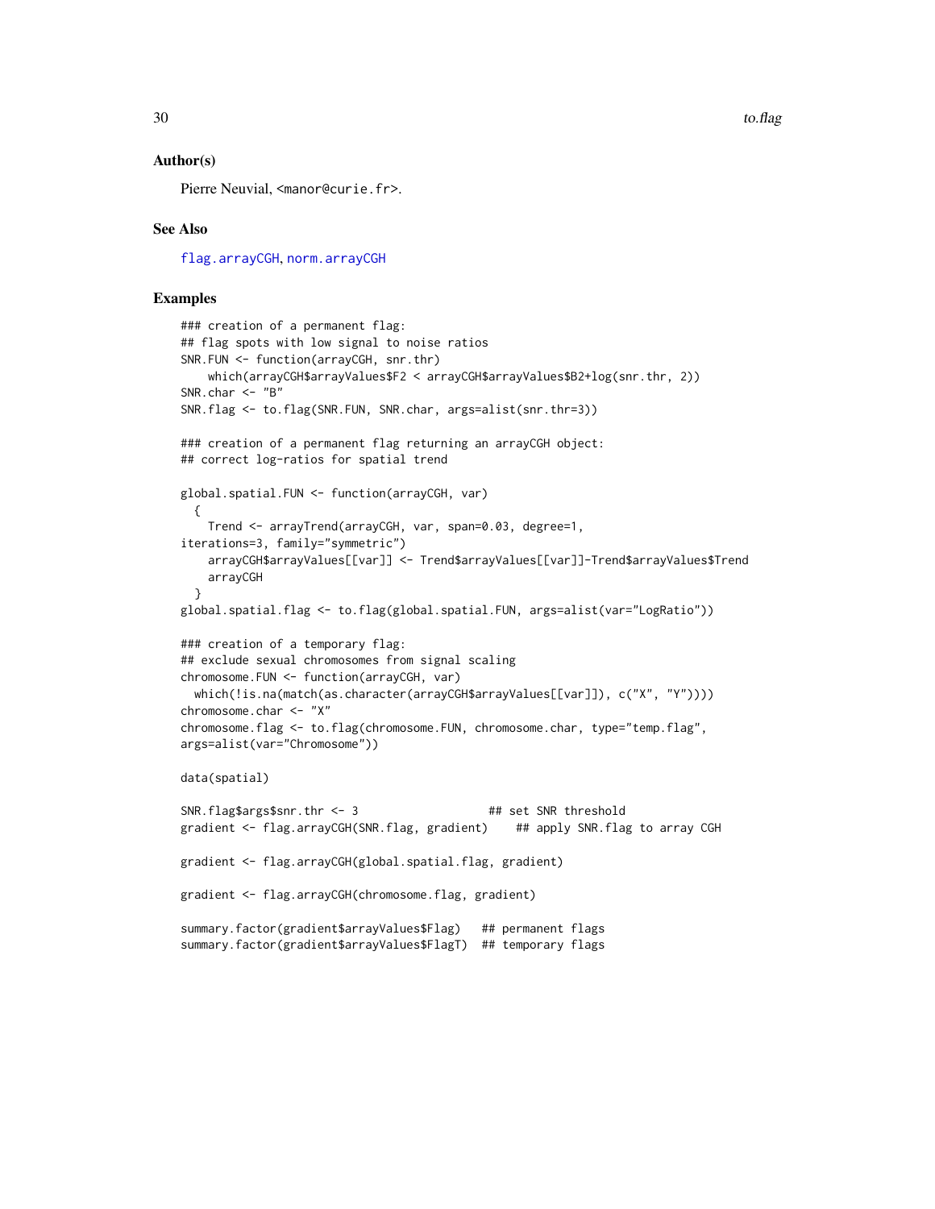## Author(s)

Pierre Neuvial, <manor@curie.fr>.

## See Also

flag.arrayCGH, norm.arrayCGH

## Examples

```
### creation of a permanent flag:
## flag spots with low signal to noise ratios
SNR.FUN <- function(arrayCGH, snr.thr)
    which(arrayCGH$arrayValues$F2 < arrayCGH$arrayValues$B2+log(snr.thr, 2))
SNR.char <- "B"
SNR.flag <- to.flag(SNR.FUN, SNR.char, args=alist(snr.thr=3))

### creation of a permanent flag returning an arrayCGH object:
## correct log-ratios for spatial trend

global.spatial.FUN <- function(arrayCGH, var)
  {
    Trend <- arrayTrend(arrayCGH, var, span=0.03, degree=1,
iterations=3, family="symmetric")
    arrayCGH$arrayValues[[var]] <- Trend$arrayValues[[var]]-Trend$arrayValues$Trend
    arrayCGH
  }
global.spatial.flag <- to.flag(global.spatial.FUN, args=alist(var="LogRatio"))

### creation of a temporary flag:
## exclude sexual chromosomes from signal scaling
chromosome.FUN <- function(arrayCGH, var)
  which(!is.na(match(as.character(arrayCGH$arrayValues[[var]]), c("X", "Y"))))
chromosome.char <- "X"
chromosome.flag <- to.flag(chromosome.FUN, chromosome.char, type="temp.flag",
args=alist(var="Chromosome"))

data(spatial)

SNR.flag$args$snr.thr <- 3                    ## set SNR threshold
gradient <- flag.arrayCGH(SNR.flag, gradient)    ## apply SNR.flag to array CGH

gradient <- flag.arrayCGH(global.spatial.flag, gradient)

gradient <- flag.arrayCGH(chromosome.flag, gradient)

summary.factor(gradient$arrayValues$Flag)   ## permanent flags
summary.factor(gradient$arrayValues$FlagT)  ## temporary flags
```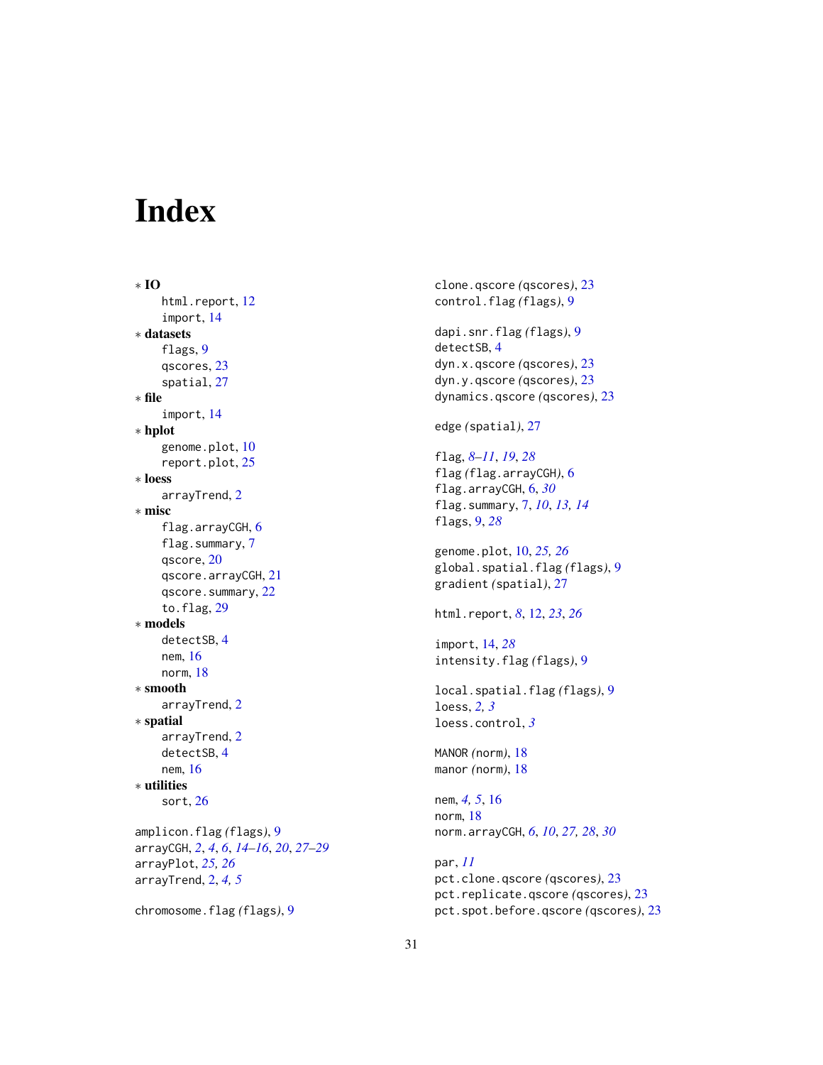# Index

∗ **IO**
 html.report, 12
 import, 14

∗ **datasets**
 flags, 9
 qscores, 23
 spatial, 27

∗ **file**
 import, 14

∗ **hplot**
 genome.plot, 10
 report.plot, 25

∗ **loess**
 arrayTrend, 2

∗ **misc**
 flag.arrayCGH, 6
 flag.summary, 7
 qscore, 20
 qscore.arrayCGH, 21
 qscore.summary, 22
 to.flag, 29

∗ **models**
 detectSB, 4
 nem, 16
 norm, 18

∗ **smooth**
 arrayTrend, 2

∗ **spatial**
 arrayTrend, 2
 detectSB, 4
 nem, 16

∗ **utilities**
 sort, 26

amplicon.flag *(flags)*, 9
arrayCGH, 2, *4*, *6*, *14–16*, *20*, *27–29*
arrayPlot, *25, 26*
arrayTrend, 2, *4, 5*

chromosome.flag *(flags)*, 9

clone.qscore *(qscores)*, 23
control.flag *(flags)*, 9

dapi.snr.flag *(flags)*, 9
detectSB, 4
dyn.x.qscore *(qscores)*, 23
dyn.y.qscore *(qscores)*, 23
dynamics.qscore *(qscores)*, 23

edge *(spatial)*, 27

flag, *8–11*, *19*, *28*
flag *(flag.arrayCGH)*, 6
flag.arrayCGH, 6, *30*
flag.summary, 7, *10*, *13, 14*
flags, 9, *28*

genome.plot, 10, *25, 26*
global.spatial.flag *(flags)*, 9
gradient *(spatial)*, 27

html.report, *8*, 12, *23*, *26*

import, 14, *28*
intensity.flag *(flags)*, 9

local.spatial.flag *(flags)*, 9
loess, *2, 3*
loess.control, *3*

MANOR *(norm)*, 18
manor *(norm)*, 18

nem, *4, 5*, 16
norm, 18
norm.arrayCGH, *6*, *10*, *27, 28*, *30*

par, *11*
pct.clone.qscore *(qscores)*, 23
pct.replicate.qscore *(qscores)*, 23
pct.spot.before.qscore *(qscores)*, 23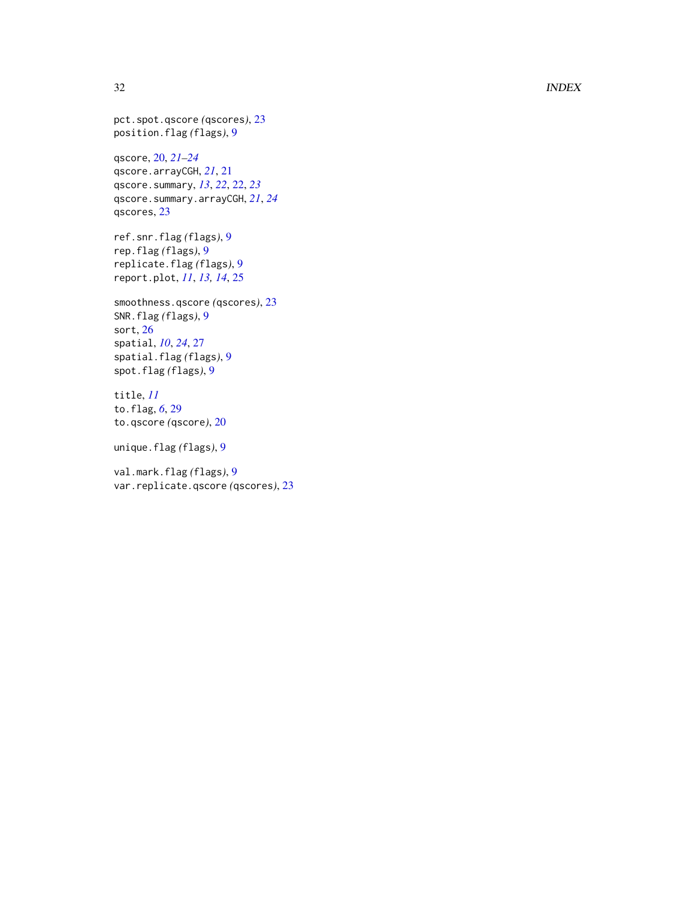pct.spot.qscore *(*qscores*)*, 23
position.flag *(*flags*)*, 9

qscore, 20, *21–24*
qscore.arrayCGH, *21*, 21
qscore.summary, *13*, *22*, 22, *23*
qscore.summary.arrayCGH, *21*, *24*
qscores, 23

ref.snr.flag *(*flags*)*, 9
rep.flag *(*flags*)*, 9
replicate.flag *(*flags*)*, 9
report.plot, *11*, *13, 14*, 25

smoothness.qscore *(*qscores*)*, 23
SNR.flag *(*flags*)*, 9
sort, 26
spatial, *10*, *24*, 27
spatial.flag *(*flags*)*, 9
spot.flag *(*flags*)*, 9

title, *11*
to.flag, *6*, 29
to.qscore *(*qscore*)*, 20

unique.flag *(*flags*)*, 9

val.mark.flag *(*flags*)*, 9
var.replicate.qscore *(*qscores*)*, 23